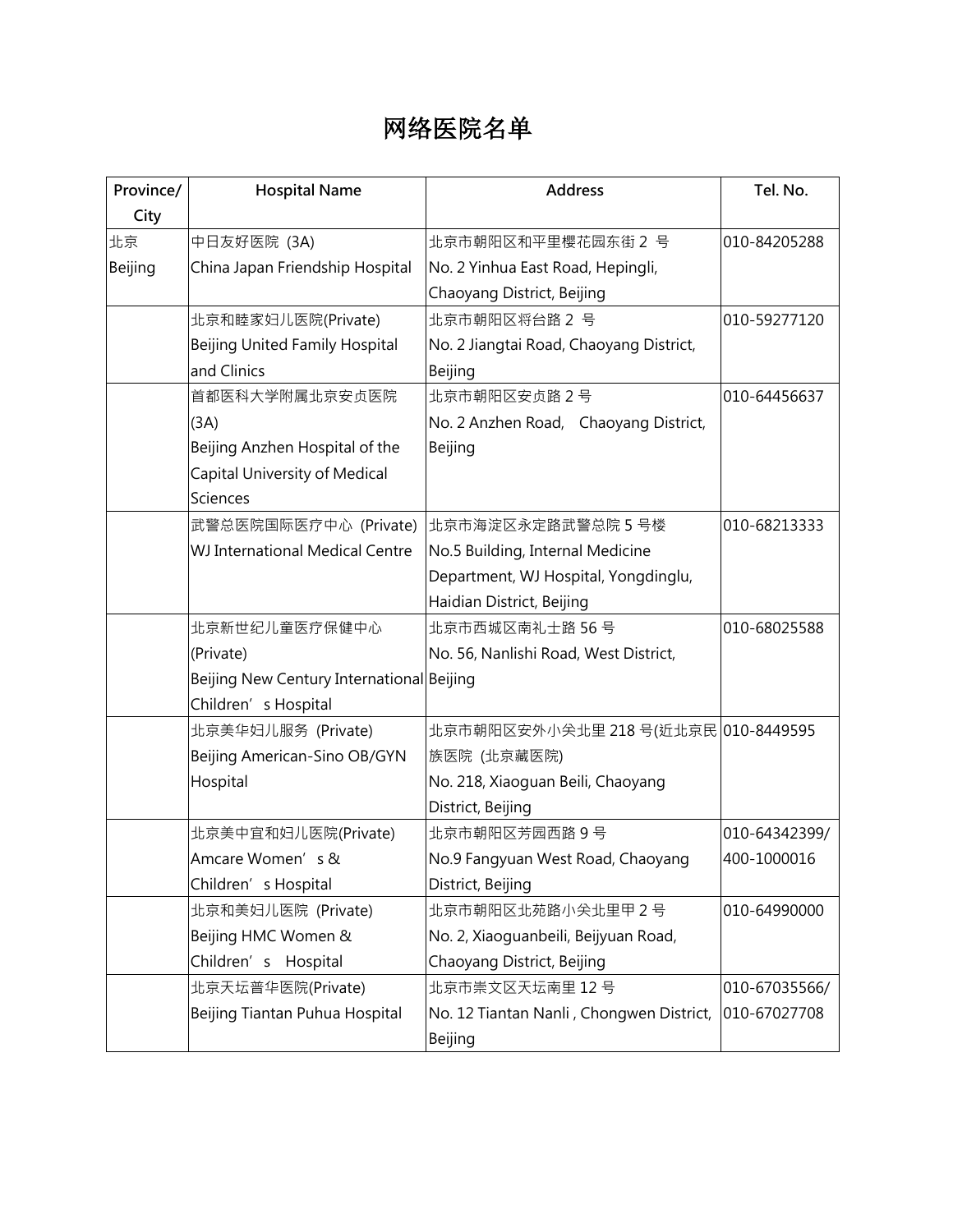# 网络医院名单

| Province/ City | Hospital Name | Address | Tel. No. |
|---|---|---|---|
| 北京 Beijing | 中日友好医院 (3A) China Japan Friendship Hospital | 北京市朝阳区和平里樱花园东街 2 号 No. 2 Yinhua East Road, Hepingli, Chaoyang District, Beijing | 010-84205288 |
| | 北京和睦家妇儿医院(Private) Beijing United Family Hospital and Clinics | 北京市朝阳区将台路 2 号 No. 2 Jiangtai Road, Chaoyang District, Beijing | 010-59277120 |
| | 首都医科大学附属北京安贞医院 (3A) Beijing Anzhen Hospital of the Capital University of Medical Sciences | 北京市朝阳区安贞路 2 号 No. 2 Anzhen Road, Chaoyang District, Beijing | 010-64456637 |
| | 武警总医院国际医疗中心 (Private) WJ International Medical Centre | 北京市海淀区永定路武警总院 5 号楼 No.5 Building, Internal Medicine Department, WJ Hospital, Yongdinglu, Haidian District, Beijing | 010-68213333 |
| | 北京新世纪儿童医疗保健中心 (Private) Beijing New Century International Children's Hospital | 北京市西城区南礼士路 56 号 No. 56, Nanlishi Road, West District, Beijing | 010-68025588 |
| | 北京美华妇儿服务 (Private) Beijing American-Sino OB/GYN Hospital | 北京市朝阳区安外小关北里 218 号(近北京民族医院 (北京藏医院) No. 218, Xiaoguan Beili, Chaoyang District, Beijing | 010-8449595 |
| | 北京美中宜和妇儿医院(Private) Amcare Women's & Children's Hospital | 北京市朝阳区芳园西路 9 号 No.9 Fangyuan West Road, Chaoyang District, Beijing | 010-64342399/ 400-1000016 |
| | 北京和美妇儿医院 (Private) Beijing HMC Women & Children's Hospital | 北京市朝阳区北苑路小关北里甲 2 号 No. 2, Xiaoguanbeili, Beijyuan Road, Chaoyang District, Beijing | 010-64990000 |
| | 北京天坛普华医院(Private) Beijing Tiantan Puhua Hospital | 北京市崇文区天坛南里 12 号 No. 12 Tiantan Nanli , Chongwen District, Beijing | 010-67035566/ 010-67027708 |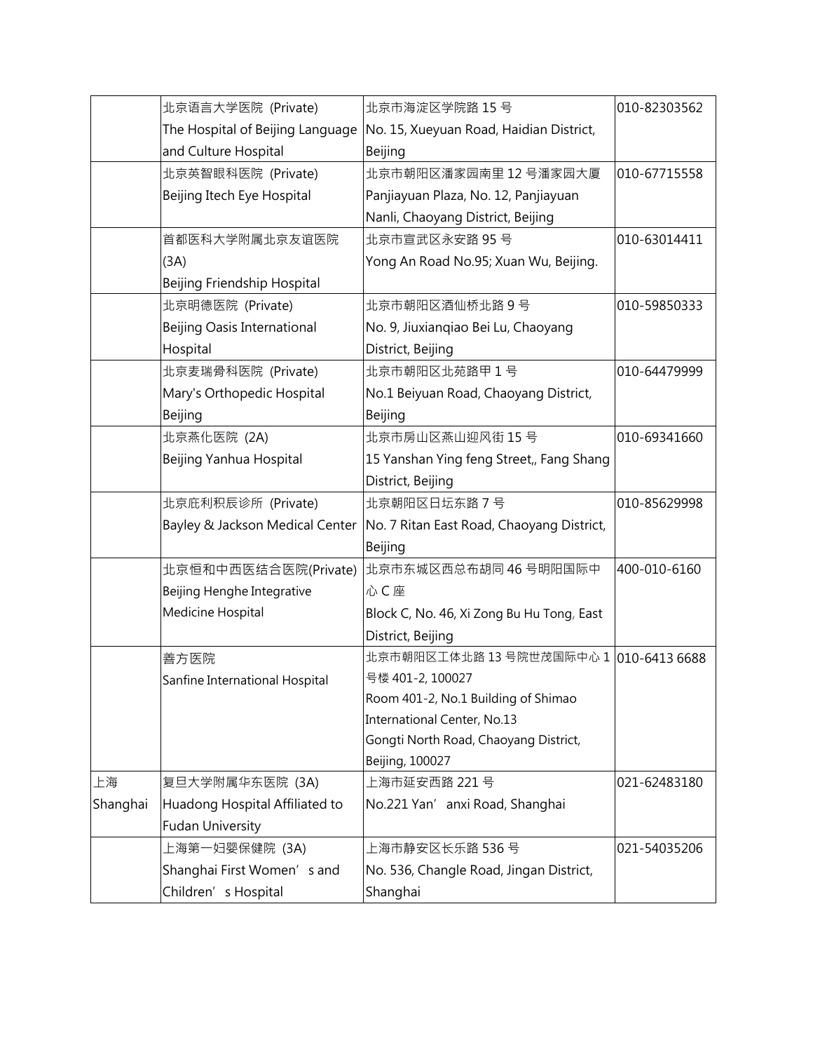| | | | |
|---|---|---|---|
| | 北京语言大学医院 (Private)<br>The Hospital of Beijing Language and Culture Hospital | 北京市海淀区学院路 15 号<br>No. 15, Xueyuan Road, Haidian District, Beijing | 010-82303562 |
| | 北京英智眼科医院 (Private)<br>Beijing Itech Eye Hospital | 北京市朝阳区潘家园南里 12 号潘家园大厦<br>Panjiayuan Plaza, No. 12, Panjiayuan Nanli, Chaoyang District, Beijing | 010-67715558 |
| | 首都医科大学附属北京友谊医院 (3A)<br>Beijing Friendship Hospital | 北京市宣武区永安路 95 号<br>Yong An Road No.95; Xuan Wu, Beijing. | 010-63014411 |
| | 北京明德医院 (Private)<br>Beijing Oasis International Hospital | 北京市朝阳区酒仙桥北路 9 号<br>No. 9, Jiuxianqiao Bei Lu, Chaoyang District, Beijing | 010-59850333 |
| | 北京麦瑞骨科医院 (Private)<br>Mary's Orthopedic Hospital Beijing | 北京市朝阳区北苑路甲 1 号<br>No.1 Beiyuan Road, Chaoyang District, Beijing | 010-64479999 |
| | 北京燕化医院 (2A)<br>Beijing Yanhua Hospital | 北京市房山区燕山迎风街 15 号<br>15 Yanshan Ying feng Street,, Fang Shang District, Beijing | 010-69341660 |
| | 北京庇利积辰诊所 (Private)<br>Bayley & Jackson Medical Center | 北京朝阳区日坛东路 7 号<br>No. 7 Ritan East Road, Chaoyang District, Beijing | 010-85629998 |
| | 北京恒和中西医结合医院(Private)<br>Beijing Henghe Integrative Medicine Hospital | 北京市东城区西总布胡同 46 号明阳国际中心 C 座<br>Block C, No. 46, Xi Zong Bu Hu Tong, East District, Beijing | 400-010-6160 |
| | 善方医院<br>Sanfine International Hospital | 北京市朝阳区工体北路 13 号院世茂国际中心 1 号楼 401-2, 100027<br>Room 401-2, No.1 Building of Shimao International Center, No.13 Gongti North Road, Chaoyang District, Beijing, 100027 | 010-6413 6688 |
| 上海<br>Shanghai | 复旦大学附属华东医院 (3A)<br>Huadong Hospital Affiliated to Fudan University | 上海市延安西路 221 号<br>No.221 Yan'anxi Road, Shanghai | 021-62483180 |
| | 上海第一妇婴保健院 (3A)<br>Shanghai First Women's and Children's Hospital | 上海市静安区长乐路 536 号<br>No. 536, Changle Road, Jingan District, Shanghai | 021-54035206 |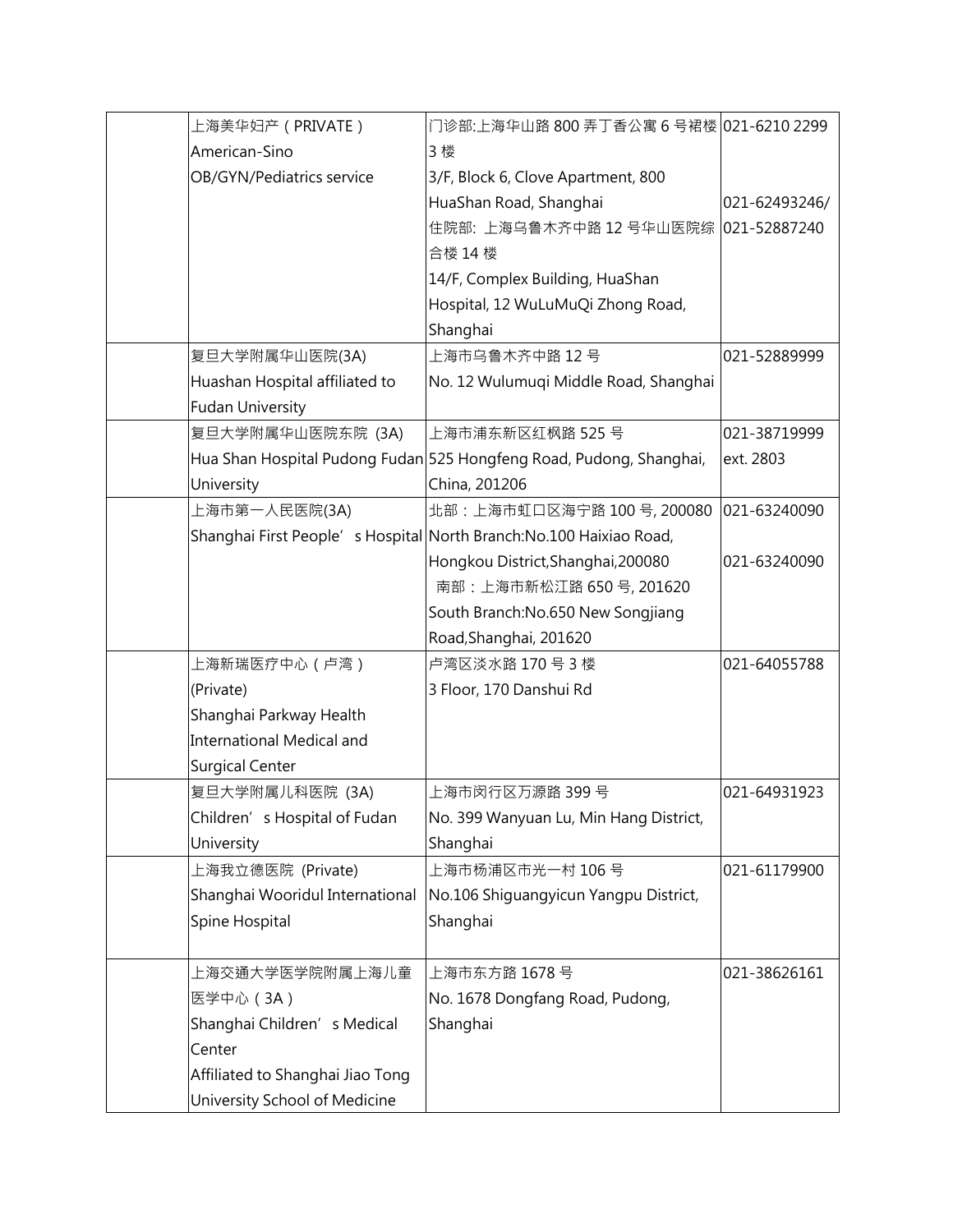| | | | |
|---|---|---|---|
| | 上海美华妇产（PRIVATE）<br>American-Sino<br>OB/GYN/Pediatrics service | 门诊部:上海华山路 800 弄丁香公寓 6 号裙楼 3 楼<br>3/F, Block 6, Clove Apartment, 800 HuaShan Road, Shanghai<br>住院部: 上海乌鲁木齐中路 12 号华山医院综合楼 14 楼<br>14/F, Complex Building, HuaShan Hospital, 12 WuLuMuQi Zhong Road, Shanghai | 021-6210 2299<br><br>021-62493246/<br>021-52887240 |
| | 复旦大学附属华山医院(3A)<br>Huashan Hospital affiliated to Fudan University | 上海市乌鲁木齐中路 12 号<br>No. 12 Wulumuqi Middle Road, Shanghai | 021-52889999 |
| | 复旦大学附属华山医院东院 (3A)<br>Hua Shan Hospital Pudong Fudan University | 上海市浦东新区红枫路 525 号<br>525 Hongfeng Road, Pudong, Shanghai, China, 201206 | 021-38719999 ext. 2803 |
| | 上海市第一人民医院(3A)<br>Shanghai First People' s Hospital | 北部：上海市虹口区海宁路 100 号, 200080<br>North Branch:No.100 Haixiao Road, Hongkou District,Shanghai,200080<br>南部：上海市新松江路 650 号, 201620<br>South Branch:No.650 New Songjiang Road,Shanghai, 201620 | 021-63240090<br><br>021-63240090 |
| | 上海新瑞医疗中心（卢湾）<br>(Private)<br>Shanghai Parkway Health International Medical and Surgical Center | 卢湾区淡水路 170 号 3 楼<br>3 Floor, 170 Danshui Rd | 021-64055788 |
| | 复旦大学附属儿科医院 (3A)<br>Children' s Hospital of Fudan University | 上海市闵行区万源路 399 号<br>No. 399 Wanyuan Lu, Min Hang District, Shanghai | 021-64931923 |
| | 上海我立德医院 (Private)<br>Shanghai Wooridul International Spine Hospital | 上海市杨浦区市光一村 106 号<br>No.106 Shiguangyicun Yangpu District, Shanghai | 021-61179900 |
| | 上海交通大学医学院附属上海儿童医学中心（3A）<br>Shanghai Children' s Medical Center<br>Affiliated to Shanghai Jiao Tong University School of Medicine | 上海市东方路 1678 号<br>No. 1678 Dongfang Road, Pudong, Shanghai | 021-38626161 |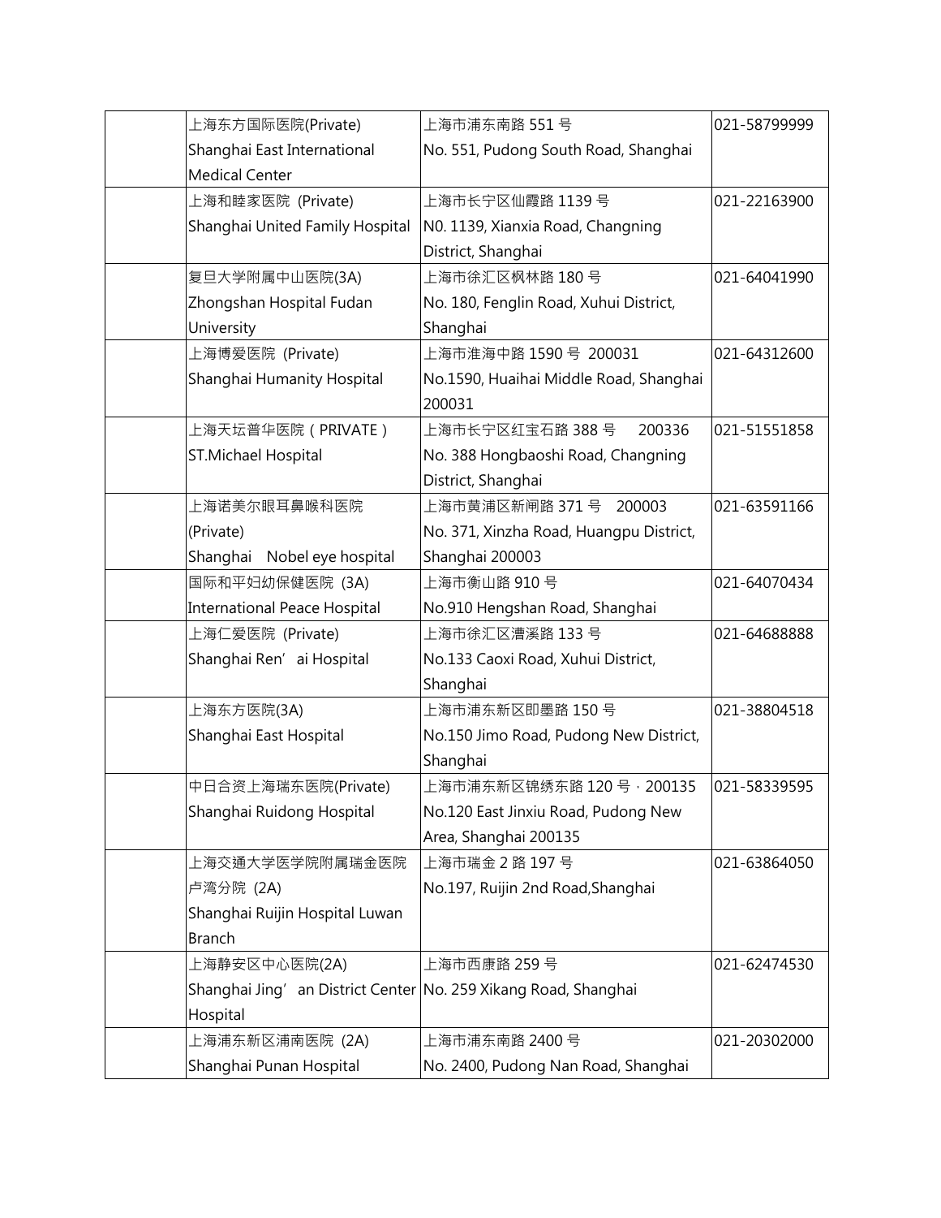| | | | |
|---|---|---|---|
| | 上海东方国际医院(Private)<br>Shanghai East International Medical Center | 上海市浦东南路 551 号<br>No. 551, Pudong South Road, Shanghai | 021-58799999 |
| | 上海和睦家医院 (Private)<br>Shanghai United Family Hospital | 上海市长宁区仙霞路 1139 号<br>N0. 1139, Xianxia Road, Changning District, Shanghai | 021-22163900 |
| | 复旦大学附属中山医院(3A)<br>Zhongshan Hospital Fudan University | 上海市徐汇区枫林路 180 号<br>No. 180, Fenglin Road, Xuhui District, Shanghai | 021-64041990 |
| | 上海博爱医院 (Private)<br>Shanghai Humanity Hospital | 上海市淮海中路 1590 号 200031<br>No.1590, Huaihai Middle Road, Shanghai 200031 | 021-64312600 |
| | 上海天坛普华医院（PRIVATE）<br>ST.Michael Hospital | 上海市长宁区红宝石路 388 号 200336<br>No. 388 Hongbaoshi Road, Changning District, Shanghai | 021-51551858 |
| | 上海诺美尔眼耳鼻喉科医院 (Private)<br>Shanghai Nobel eye hospital | 上海市黄浦区新闸路 371 号 200003<br>No. 371, Xinzha Road, Huangpu District, Shanghai 200003 | 021-63591166 |
| | 国际和平妇幼保健医院 (3A)<br>International Peace Hospital | 上海市衡山路 910 号<br>No.910 Hengshan Road, Shanghai | 021-64070434 |
| | 上海仁爱医院 (Private)<br>Shanghai Ren’ai Hospital | 上海市徐汇区漕溪路 133 号<br>No.133 Caoxi Road, Xuhui District, Shanghai | 021-64688888 |
| | 上海东方医院(3A)<br>Shanghai East Hospital | 上海市浦东新区即墨路 150 号<br>No.150 Jimo Road, Pudong New District, Shanghai | 021-38804518 |
| | 中日合资上海瑞东医院(Private)<br>Shanghai Ruidong Hospital | 上海市浦东新区锦绣东路 120 号，200135<br>No.120 East Jinxiu Road, Pudong New Area, Shanghai 200135 | 021-58339595 |
| | 上海交通大学医学院附属瑞金医院卢湾分院 (2A)<br>Shanghai Ruijin Hospital Luwan Branch | 上海市瑞金 2 路 197 号<br>No.197, Ruijin 2nd Road,Shanghai | 021-63864050 |
| | 上海静安区中心医院(2A)<br>Shanghai Jing’an District Center Hospital | 上海市西康路 259 号<br>No. 259 Xikang Road, Shanghai | 021-62474530 |
| | 上海浦东新区浦南医院 (2A)<br>Shanghai Punan Hospital | 上海市浦东南路 2400 号<br>No. 2400, Pudong Nan Road, Shanghai | 021-20302000 |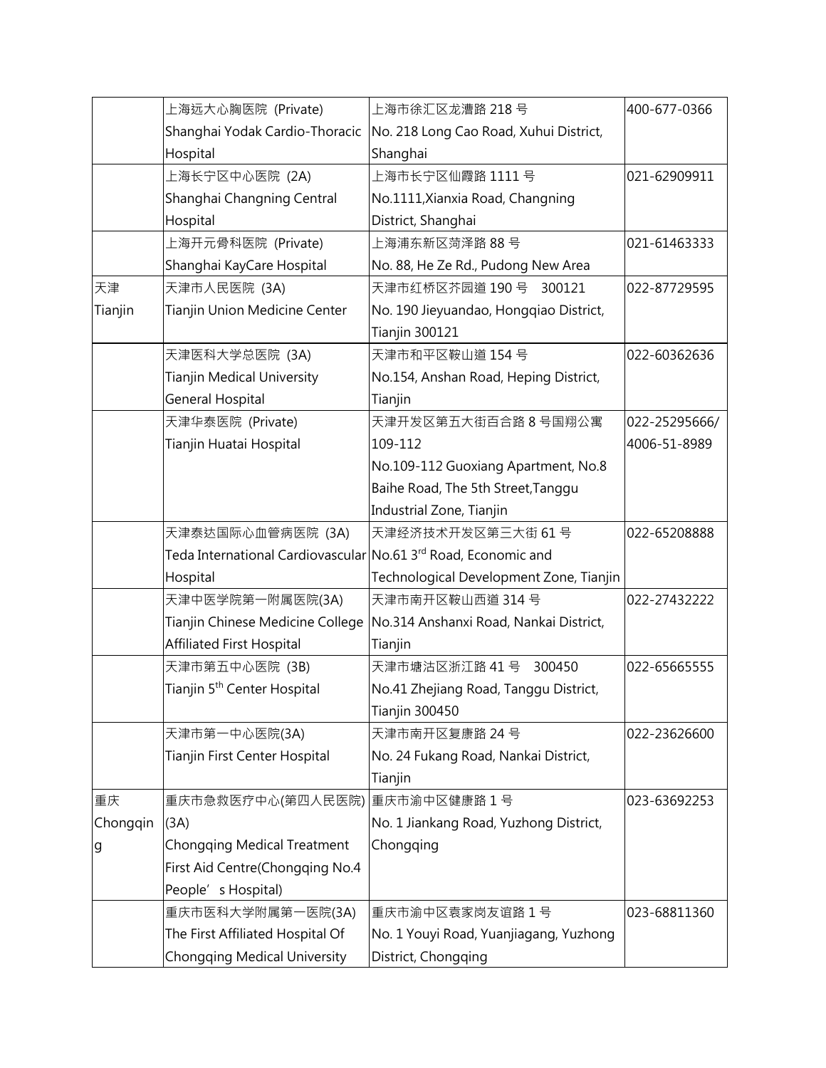| | | | |
|---|---|---|---|
| | 上海远大心胸医院 (Private) Shanghai Yodak Cardio-Thoracic Hospital | 上海市徐汇区龙漕路 218 号 No. 218 Long Cao Road, Xuhui District, Shanghai | 400-677-0366 |
| | 上海长宁区中心医院 (2A) Shanghai Changning Central Hospital | 上海市长宁区仙霞路 1111 号 No.1111,Xianxia Road, Changning District, Shanghai | 021-62909911 |
| | 上海开元骨科医院 (Private) Shanghai KayCare Hospital | 上海浦东新区菏泽路 88 号 No. 88, He Ze Rd., Pudong New Area | 021-61463333 |
| 天津 Tianjin | 天津市人民医院 (3A) Tianjin Union Medicine Center | 天津市红桥区芥园道 190 号 300121 No. 190 Jieyuandao, Hongqiao District, Tianjin 300121 | 022-87729595 |
| | 天津医科大学总医院 (3A) Tianjin Medical University General Hospital | 天津市和平区鞍山道 154 号 No.154, Anshan Road, Heping District, Tianjin | 022-60362636 |
| | 天津华泰医院 (Private) Tianjin Huatai Hospital | 天津开发区第五大街百合路 8 号国翔公寓 109-112 No.109-112 Guoxiang Apartment, No.8 Baihe Road, The 5th Street,Tanggu Industrial Zone, Tianjin | 022-25295666/ 4006-51-8989 |
| | 天津泰达国际心血管病医院 (3A) Teda International Cardiovascular Hospital | 天津经济技术开发区第三大街 61 号 No.61 3rd Road, Economic and Technological Development Zone, Tianjin | 022-65208888 |
| | 天津中医学院第一附属医院(3A) Tianjin Chinese Medicine College Affiliated First Hospital | 天津市南开区鞍山西道 314 号 No.314 Anshanxi Road, Nankai District, Tianjin | 022-27432222 |
| | 天津市第五中心医院 (3B) Tianjin 5th Center Hospital | 天津市塘沽区浙江路 41 号 300450 No.41 Zhejiang Road, Tanggu District, Tianjin 300450 | 022-65665555 |
| | 天津市第一中心医院(3A) Tianjin First Center Hospital | 天津市南开区复康路 24 号 No. 24 Fukang Road, Nankai District, Tianjin | 022-23626600 |
| 重庆 Chongqing | 重庆市急救医疗中心(第四人民医院) (3A) Chongqing Medical Treatment First Aid Centre(Chongqing No.4 People's Hospital) | 重庆市渝中区健康路 1 号 No. 1 Jiankang Road, Yuzhong District, Chongqing | 023-63692253 |
| | 重庆市医科大学附属第一医院(3A) The First Affiliated Hospital Of Chongqing Medical University | 重庆市渝中区袁家岗友谊路 1 号 No. 1 Youyi Road, Yuanjiagang, Yuzhong District, Chongqing | 023-68811360 |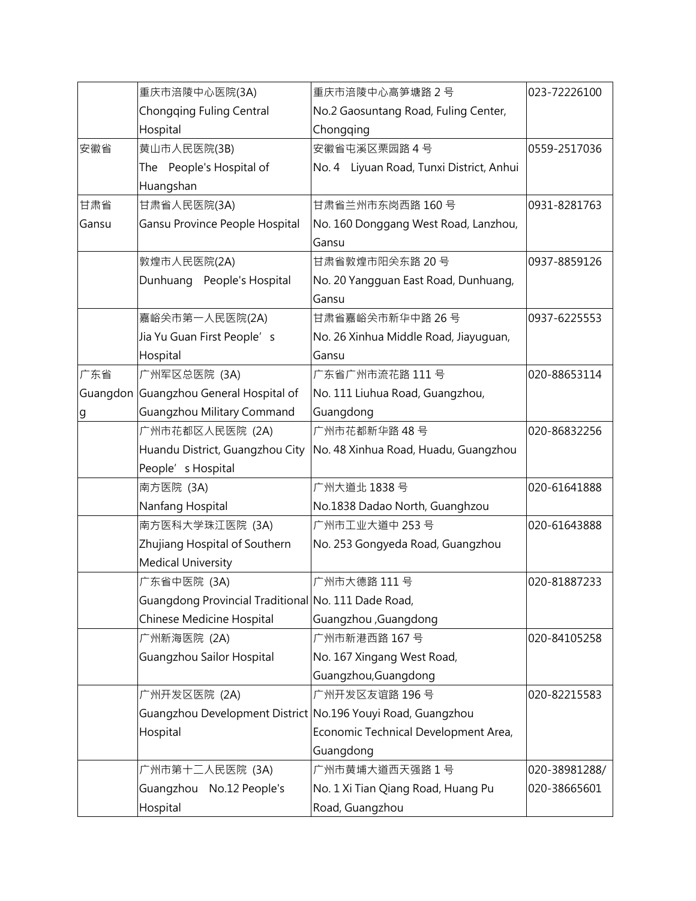| | | | |
|---|---|---|---|
| | 重庆市涪陵中心医院(3A) Chongqing Fuling Central Hospital | 重庆市涪陵中心高笋塘路 2 号 No.2 Gaosuntang Road, Fuling Center, Chongqing | 023-72226100 |
| 安徽省 | 黄山市人民医院(3B) The People's Hospital of Huangshan | 安徽省屯溪区栗园路 4 号 No. 4 Liyuan Road, Tunxi District, Anhui | 0559-2517036 |
| 甘肃省 Gansu | 甘肃省人民医院(3A) Gansu Province People Hospital | 甘肃省兰州市东岗西路 160 号 No. 160 Donggang West Road, Lanzhou, Gansu | 0931-8281763 |
| | 敦煌市人民医院(2A) Dunhuang People's Hospital | 甘肃省敦煌市阳关东路 20 号 No. 20 Yangguan East Road, Dunhuang, Gansu | 0937-8859126 |
| | 嘉峪关市第一人民医院(2A) Jia Yu Guan First People' s Hospital | 甘肃省嘉峪关市新华中路 26 号 No. 26 Xinhua Middle Road, Jiayuguan, Gansu | 0937-6225553 |
| 广东省 Guangdong | 广州军区总医院 (3A) Guangzhou General Hospital of Guangzhou Military Command | 广东省广州市流花路 111 号 No. 111 Liuhua Road, Guangzhou, Guangdong | 020-88653114 |
| | 广州市花都区人民医院 (2A) Huandu District, Guangzhou City People' s Hospital | 广州市花都新华路 48 号 No. 48 Xinhua Road, Huadu, Guangzhou | 020-86832256 |
| | 南方医院 (3A) Nanfang Hospital | 广州大道北 1838 号 No.1838 Dadao North, Guanghzou | 020-61641888 |
| | 南方医科大学珠江医院 (3A) Zhujiang Hospital of Southern Medical University | 广州市工业大道中 253 号 No. 253 Gongyeda Road, Guangzhou | 020-61643888 |
| | 广东省中医院 (3A) Guangdong Provincial Traditional Chinese Medicine Hospital | 广州市大德路 111 号 No. 111 Dade Road, Guangzhou ,Guangdong | 020-81887233 |
| | 广州新海医院 (2A) Guangzhou Sailor Hospital | 广州市新港西路 167 号 No. 167 Xingang West Road, Guangzhou,Guangdong | 020-84105258 |
| | 广州开发区医院 (2A) Guangzhou Development District Hospital | 广州开发区友谊路 196 号 No.196 Youyi Road, Guangzhou Economic Technical Development Area, Guangdong | 020-82215583 |
| | 广州市第十二人民医院 (3A) Guangzhou No.12 People's Hospital | 广州市黄埔大道西天强路 1 号 No. 1 Xi Tian Qiang Road, Huang Pu Road, Guangzhou | 020-38981288/ 020-38665601 |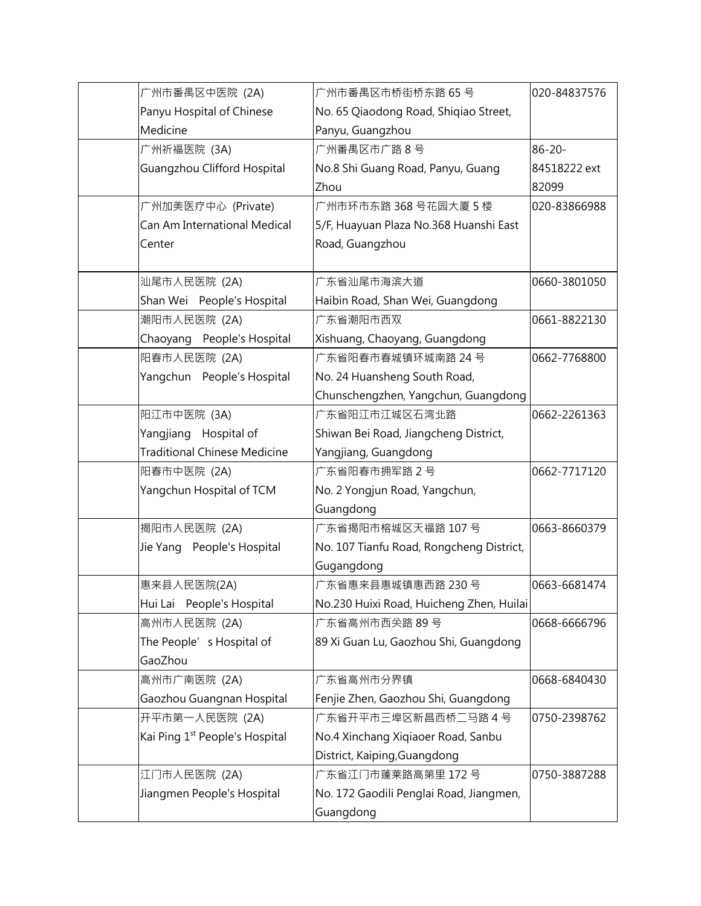| | | | |
|---|---|---|---|
| | 广州市番禺区中医院 (2A) Panyu Hospital of Chinese Medicine | 广州市番禺区市桥街桥东路 65 号 No. 65 Qiaodong Road, Shiqiao Street, Panyu, Guangzhou | 020-84837576 |
| | 广州祈福医院 (3A) Guangzhou Clifford Hospital | 广州番禺区市广路 8 号 No.8 Shi Guang Road, Panyu, Guang Zhou | 86-20-84518222 ext 82099 |
| | 广州加美医疗中心 (Private) Can Am International Medical Center | 广州市环市东路 368 号花园大厦 5 楼 5/F, Huayuan Plaza No.368 Huanshi East Road, Guangzhou | 020-83866988 |
| | 汕尾市人民医院 (2A) Shan Wei People's Hospital | 广东省汕尾市海滨大道 Haibin Road, Shan Wei, Guangdong | 0660-3801050 |
| | 潮阳市人民医院 (2A) Chaoyang People's Hospital | 广东省潮阳市西双 Xishuang, Chaoyang, Guangdong | 0661-8822130 |
| | 阳春市人民医院 (2A) Yangchun People's Hospital | 广东省阳春市春城镇环城南路 24 号 No. 24 Huansheng South Road, Chunschengzhen, Yangchun, Guangdong | 0662-7768800 |
| | 阳江市中医院 (3A) Yangjiang Hospital of Traditional Chinese Medicine | 广东省阳江市江城区石湾北路 Shiwan Bei Road, Jiangcheng District, Yangjiang, Guangdong | 0662-2261363 |
| | 阳春市中医院 (2A) Yangchun Hospital of TCM | 广东省阳春市拥军路 2 号 No. 2 Yongjun Road, Yangchun, Guangdong | 0662-7717120 |
| | 揭阳市人民医院 (2A) Jie Yang People's Hospital | 广东省揭阳市榕城区天福路 107 号 No. 107 Tianfu Road, Rongcheng District, Gugangdong | 0663-8660379 |
| | 惠来县人民医院(2A) Hui Lai People's Hospital | 广东省惠来县惠城镇惠西路 230 号 No.230 Huixi Road, Huicheng Zhen, Huilai | 0663-6681474 |
| | 高州市人民医院 (2A) The People's Hospital of GaoZhou | 广东省高州市西关路 89 号 89 Xi Guan Lu, Gaozhou Shi, Guangdong | 0668-6666796 |
| | 高州市广南医院 (2A) Gaozhou Guangnan Hospital | 广东省高州市分界镇 Fenjie Zhen, Gaozhou Shi, Guangdong | 0668-6840430 |
| | 开平市第一人民医院 (2A) Kai Ping 1st People's Hospital | 广东省开平市三埠区新昌西桥二马路 4 号 No.4 Xinchang Xiqiaoer Road, Sanbu District, Kaiping,Guangdong | 0750-2398762 |
| | 江门市人民医院 (2A) Jiangmen People's Hospital | 广东省江门市蓬莱路高第里 172 号 No. 172 Gaodili Penglai Road, Jiangmen, Guangdong | 0750-3887288 |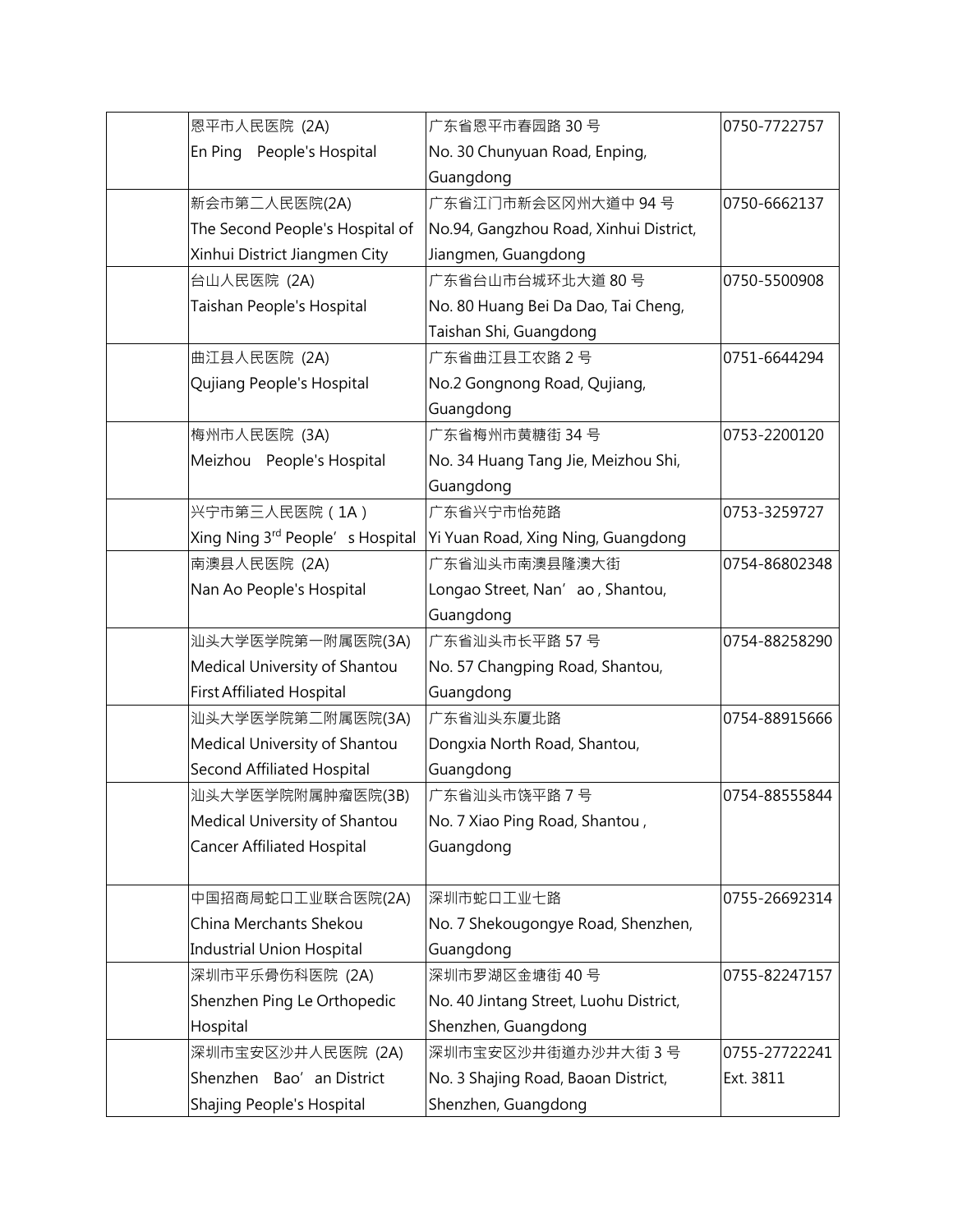| | | | |
|---|---|---|---|
| | 恩平市人民医院 (2A)<br>En Ping People's Hospital | 广东省恩平市春园路 30 号<br>No. 30 Chunyuan Road, Enping, Guangdong | 0750-7722757 |
| | 新会市第二人民医院(2A)<br>The Second People's Hospital of Xinhui District Jiangmen City | 广东省江门市新会区冈州大道中 94 号<br>No.94, Gangzhou Road, Xinhui District, Jiangmen, Guangdong | 0750-6662137 |
| | 台山人民医院 (2A)<br>Taishan People's Hospital | 广东省台山市台城环北大道 80 号<br>No. 80 Huang Bei Da Dao, Tai Cheng, Taishan Shi, Guangdong | 0750-5500908 |
| | 曲江县人民医院 (2A)<br>Qujiang People's Hospital | 广东省曲江县工农路 2 号<br>No.2 Gongnong Road, Qujiang, Guangdong | 0751-6644294 |
| | 梅州市人民医院 (3A)<br>Meizhou People's Hospital | 广东省梅州市黄糖街 34 号<br>No. 34 Huang Tang Jie, Meizhou Shi, Guangdong | 0753-2200120 |
| | 兴宁市第三人民医院（1A）<br>Xing Ning 3rd People's Hospital | 广东省兴宁市怡苑路<br>Yi Yuan Road, Xing Ning, Guangdong | 0753-3259727 |
| | 南澳县人民医院 (2A)<br>Nan Ao People's Hospital | 广东省汕头市南澳县隆澳大街<br>Longao Street, Nan'ao , Shantou, Guangdong | 0754-86802348 |
| | 汕头大学医学院第一附属医院(3A)<br>Medical University of Shantou First Affiliated Hospital | 广东省汕头市长平路 57 号<br>No. 57 Changping Road, Shantou, Guangdong | 0754-88258290 |
| | 汕头大学医学院第二附属医院(3A)<br>Medical University of Shantou Second Affiliated Hospital | 广东省汕头东厦北路<br>Dongxia North Road, Shantou, Guangdong | 0754-88915666 |
| | 汕头大学医学院附属肿瘤医院(3B)<br>Medical University of Shantou Cancer Affiliated Hospital | 广东省汕头市饶平路 7 号<br>No. 7 Xiao Ping Road, Shantou , Guangdong | 0754-88555844 |
| | 中国招商局蛇口工业联合医院(2A)<br>China Merchants Shekou Industrial Union Hospital | 深圳市蛇口工业七路<br>No. 7 Shekougongye Road, Shenzhen, Guangdong | 0755-26692314 |
| | 深圳市平乐骨伤科医院 (2A)<br>Shenzhen Ping Le Orthopedic Hospital | 深圳市罗湖区金塘街 40 号<br>No. 40 Jintang Street, Luohu District, Shenzhen, Guangdong | 0755-82247157 |
| | 深圳市宝安区沙井人民医院 (2A)<br>Shenzhen Bao'an District Shajing People's Hospital | 深圳市宝安区沙井街道办沙井大街 3 号<br>No. 3 Shajing Road, Baoan District, Shenzhen, Guangdong | 0755-27722241 Ext. 3811 |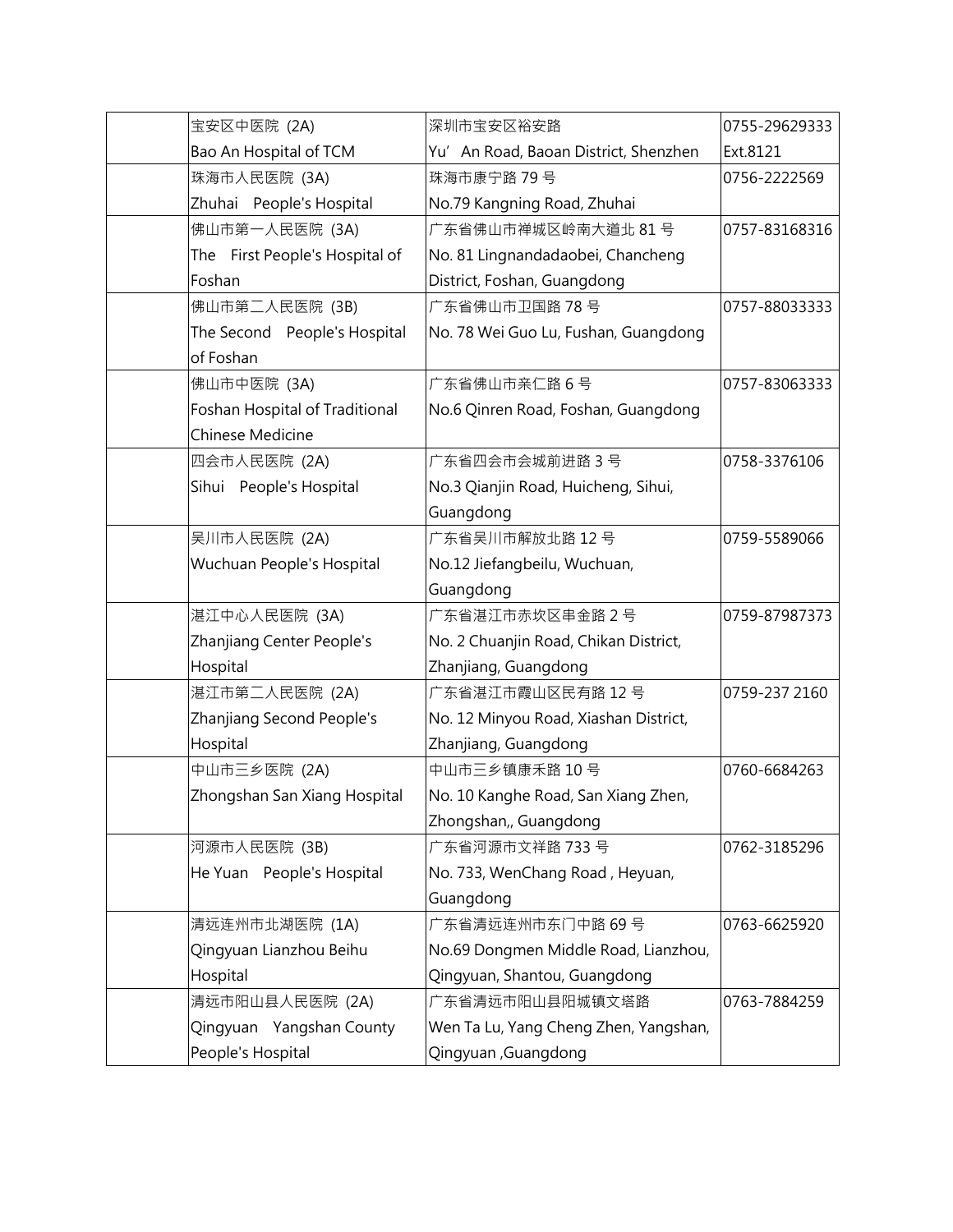| | | | |
|---|---|---|---|
| | 宝安区中医院 (2A) Bao An Hospital of TCM | 深圳市宝安区裕安路 Yu' An Road, Baoan District, Shenzhen | 0755-29629333 Ext.8121 |
| | 珠海市人民医院 (3A) Zhuhai People's Hospital | 珠海市康宁路 79 号 No.79 Kangning Road, Zhuhai | 0756-2222569 |
| | 佛山市第一人民医院 (3A) The First People's Hospital of Foshan | 广东省佛山市禅城区岭南大道北 81 号 No. 81 Lingnandadaobei, Chancheng District, Foshan, Guangdong | 0757-83168316 |
| | 佛山市第二人民医院 (3B) The Second People's Hospital of Foshan | 广东省佛山市卫国路 78 号 No. 78 Wei Guo Lu, Fushan, Guangdong | 0757-88033333 |
| | 佛山市中医院 (3A) Foshan Hospital of Traditional Chinese Medicine | 广东省佛山市亲仁路 6 号 No.6 Qinren Road, Foshan, Guangdong | 0757-83063333 |
| | 四会市人民医院 (2A) Sihui People's Hospital | 广东省四会市会城前进路 3 号 No.3 Qianjin Road, Huicheng, Sihui, Guangdong | 0758-3376106 |
| | 吴川市人民医院 (2A) Wuchuan People's Hospital | 广东省吴川市解放北路 12 号 No.12 Jiefangbeilu, Wuchuan, Guangdong | 0759-5589066 |
| | 湛江中心人民医院 (3A) Zhanjiang Center People's Hospital | 广东省湛江市赤坎区串金路 2 号 No. 2 Chuanjin Road, Chikan District, Zhanjiang, Guangdong | 0759-87987373 |
| | 湛江市第二人民医院 (2A) Zhanjiang Second People's Hospital | 广东省湛江市霞山区民有路 12 号 No. 12 Minyou Road, Xiashan District, Zhanjiang, Guangdong | 0759-237 2160 |
| | 中山市三乡医院 (2A) Zhongshan San Xiang Hospital | 中山市三乡镇康禾路 10 号 No. 10 Kanghe Road, San Xiang Zhen, Zhongshan,, Guangdong | 0760-6684263 |
| | 河源市人民医院 (3B) He Yuan People's Hospital | 广东省河源市文祥路 733 号 No. 733, WenChang Road , Heyuan, Guangdong | 0762-3185296 |
| | 清远连州市北湖医院 (1A) Qingyuan Lianzhou Beihu Hospital | 广东省清远连州市东门中路 69 号 No.69 Dongmen Middle Road, Lianzhou, Qingyuan, Shantou, Guangdong | 0763-6625920 |
| | 清远市阳山县人民医院 (2A) Qingyuan Yangshan County People's Hospital | 广东省清远市阳山县阳城镇文塔路 Wen Ta Lu, Yang Cheng Zhen, Yangshan, Qingyuan ,Guangdong | 0763-7884259 |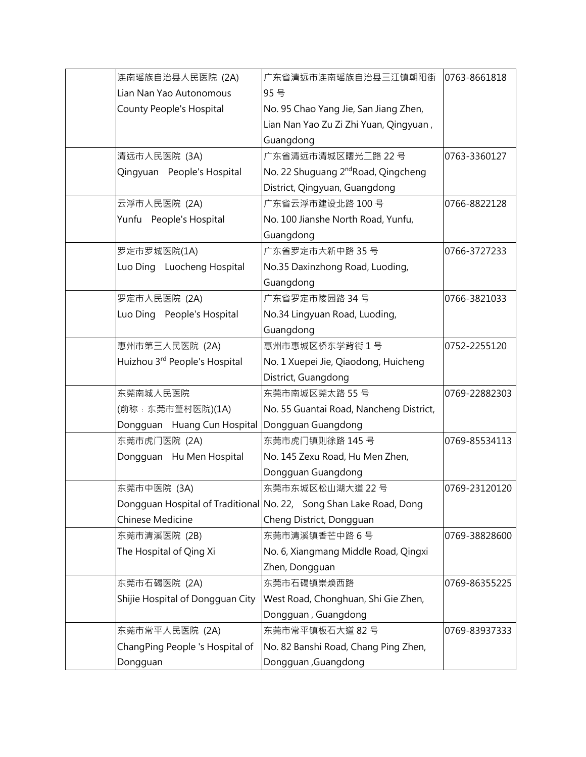| | | | |
|---|---|---|---|
| | 连南瑶族自治县人民医院 (2A)<br>Lian Nan Yao Autonomous County People's Hospital | 广东省清远市连南瑶族自治县三江镇朝阳街 95 号<br>No. 95 Chao Yang Jie, San Jiang Zhen, Lian Nan Yao Zu Zi Zhi Yuan, Qingyuan , Guangdong | 0763-8661818 |
| | 清远市人民医院 (3A)<br>Qingyuan People's Hospital | 广东省清远市清城区曙光二路 22 号<br>No. 22 Shuguang 2nd Road, Qingcheng District, Qingyuan, Guangdong | 0763-3360127 |
| | 云浮市人民医院 (2A)<br>Yunfu People's Hospital | 广东省云浮市建设北路 100 号<br>No. 100 Jianshe North Road, Yunfu, Guangdong | 0766-8822128 |
| | 罗定市罗城医院(1A)<br>Luo Ding Luocheng Hospital | 广东省罗定市大新中路 35 号<br>No.35 Daxinzhong Road, Luoding, Guangdong | 0766-3727233 |
| | 罗定市人民医院 (2A)<br>Luo Ding People's Hospital | 广东省罗定市陵园路 34 号<br>No.34 Lingyuan Road, Luoding, Guangdong | 0766-3821033 |
| | 惠州市第三人民医院 (2A)<br>Huizhou 3rd People's Hospital | 惠州市惠城区桥东学背街 1 号<br>No. 1 Xuepei Jie, Qiaodong, Huicheng District, Guangdong | 0752-2255120 |
| | 东莞南城人民医院<br>(前称：东莞市篁村医院)(1A)<br>Dongguan Huang Cun Hospital | 东莞市南城区莞太路 55 号<br>No. 55 Guantai Road, Nancheng District, Dongguan Guangdong | 0769-22882303 |
| | 东莞市虎门医院 (2A)<br>Dongguan Hu Men Hospital | 东莞市虎门镇则徐路 145 号<br>No. 145 Zexu Road, Hu Men Zhen, Dongguan Guangdong | 0769-85534113 |
| | 东莞市中医院 (3A)<br>Dongguan Hospital of Traditional Chinese Medicine | 东莞市东城区松山湖大道 22 号<br>No. 22, Song Shan Lake Road, Dong Cheng District, Dongguan | 0769-23120120 |
| | 东莞市清溪医院 (2B)<br>The Hospital of Qing Xi | 东莞市清溪镇香芒中路 6 号<br>No. 6, Xiangmang Middle Road, Qingxi Zhen, Dongguan | 0769-38828600 |
| | 东莞市石碣医院 (2A)<br>Shijie Hospital of Dongguan City | 东莞市石碣镇崇焕西路<br>West Road, Chonghuan, Shi Gie Zhen, Dongguan , Guangdong | 0769-86355225 |
| | 东莞市常平人民医院 (2A)<br>ChangPing People 's Hospital of Dongguan | 东莞市常平镇板石大道 82 号<br>No. 82 Banshi Road, Chang Ping Zhen, Dongguan ,Guangdong | 0769-83937333 |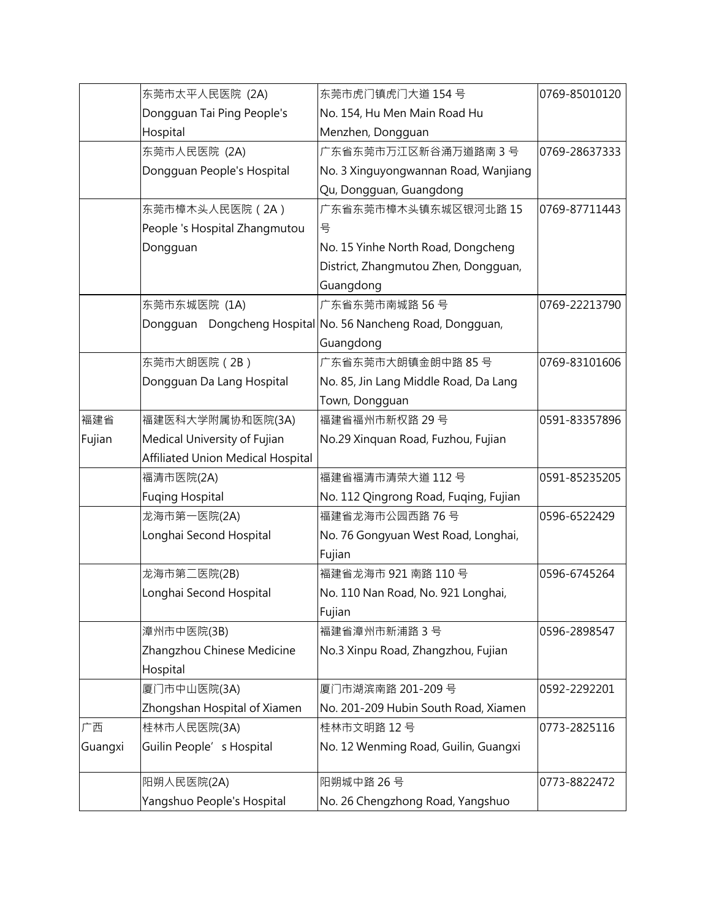| | | | |
|---|---|---|---|
| | 东莞市太平人民医院 (2A)<br>Dongguan Tai Ping People's Hospital | 东莞市虎门镇虎门大道 154 号<br>No. 154, Hu Men Main Road Hu Menzhen, Dongguan | 0769-85010120 |
| | 东莞市人民医院 (2A)<br>Dongguan People's Hospital | 广东省东莞市万江区新谷涌万道路南 3 号<br>No. 3 Xinguyongwannan Road, Wanjiang Qu, Dongguan, Guangdong | 0769-28637333 |
| | 东莞市樟木头人民医院（2A）<br>People 's Hospital Zhangmutou Dongguan | 广东省东莞市樟木头镇东城区银河北路 15 号<br>No. 15 Yinhe North Road, Dongcheng District, Zhangmutou Zhen, Dongguan, Guangdong | 0769-87711443 |
| | 东莞市东城医院 (1A)<br>Dongguan Dongcheng Hospital | 广东省东莞市南城路 56 号<br>No. 56 Nancheng Road, Dongguan, Guangdong | 0769-22213790 |
| | 东莞市大朗医院（2B）<br>Dongguan Da Lang Hospital | 广东省东莞市大朗镇金朗中路 85 号<br>No. 85, Jin Lang Middle Road, Da Lang Town, Dongguan | 0769-83101606 |
| 福建省<br>Fujian | 福建医科大学附属协和医院(3A)<br>Medical University of Fujian Affiliated Union Medical Hospital | 福建省福州市新权路 29 号<br>No.29 Xinquan Road, Fuzhou, Fujian | 0591-83357896 |
| | 福清市医院(2A)<br>Fuqing Hospital | 福建省福清市清荣大道 112 号<br>No. 112 Qingrong Road, Fuqing, Fujian | 0591-85235205 |
| | 龙海市第一医院(2A)<br>Longhai Second Hospital | 福建省龙海市公园西路 76 号<br>No. 76 Gongyuan West Road, Longhai, Fujian | 0596-6522429 |
| | 龙海市第二医院(2B)<br>Longhai Second Hospital | 福建省龙海市 921 南路 110 号<br>No. 110 Nan Road, No. 921 Longhai, Fujian | 0596-6745264 |
| | 漳州市中医院(3B)<br>Zhangzhou Chinese Medicine Hospital | 福建省漳州市新浦路 3 号<br>No.3 Xinpu Road, Zhangzhou, Fujian | 0596-2898547 |
| | 厦门市中山医院(3A)<br>Zhongshan Hospital of Xiamen | 厦门市湖滨南路 201-209 号<br>No. 201-209 Hubin South Road, Xiamen | 0592-2292201 |
| 广西<br>Guangxi | 桂林市人民医院(3A)<br>Guilin People' s Hospital | 桂林市文明路 12 号<br>No. 12 Wenming Road, Guilin, Guangxi | 0773-2825116 |
| | 阳朔人民医院(2A)<br>Yangshuo People's Hospital | 阳朔城中路 26 号<br>No. 26 Chengzhong Road, Yangshuo | 0773-8822472 |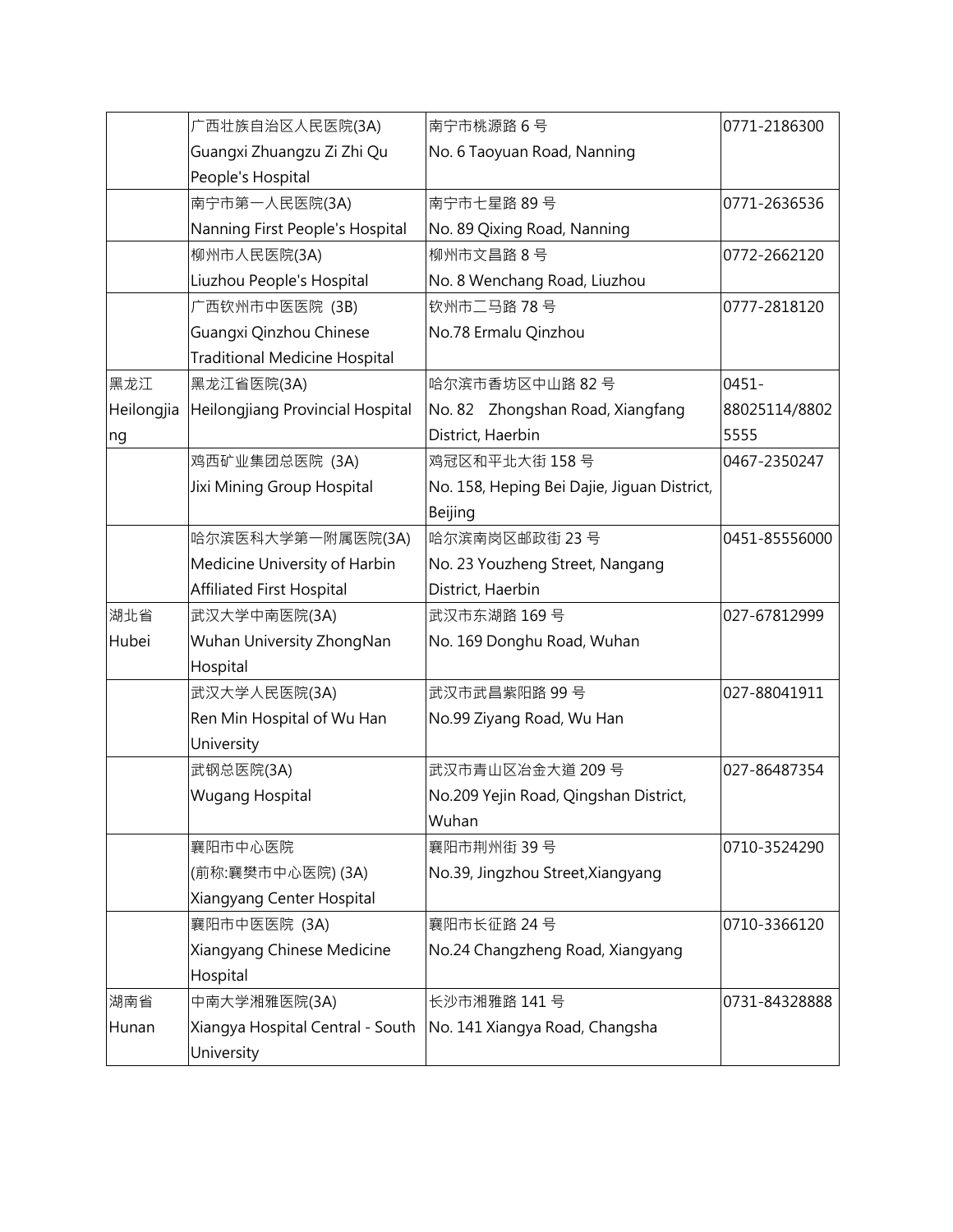| | | | |
|---|---|---|---|
| | 广西壮族自治区人民医院(3A)<br>Guangxi Zhuangzu Zi Zhi Qu People's Hospital | 南宁市桃源路 6 号<br>No. 6 Taoyuan Road, Nanning | 0771-2186300 |
| | 南宁市第一人民医院(3A)<br>Nanning First People's Hospital | 南宁市七星路 89 号<br>No. 89 Qixing Road, Nanning | 0771-2636536 |
| | 柳州市人民医院(3A)<br>Liuzhou People's Hospital | 柳州市文昌路 8 号<br>No. 8 Wenchang Road, Liuzhou | 0772-2662120 |
| | 广西钦州市中医医院 (3B)<br>Guangxi Qinzhou Chinese Traditional Medicine Hospital | 钦州市二马路 78 号<br>No.78 Ermalu Qinzhou | 0777-2818120 |
| 黑龙江<br>Heilongjiang | 黑龙江省医院(3A)<br>Heilongjiang Provincial Hospital | 哈尔滨市香坊区中山路 82 号<br>No. 82 Zhongshan Road, Xiangfang District, Haerbin | 0451-88025114/88025555 |
| | 鸡西矿业集团总医院 (3A)<br>Jixi Mining Group Hospital | 鸡冠区和平北大街 158 号<br>No. 158, Heping Bei Dajie, Jiguan District, Beijing | 0467-2350247 |
| | 哈尔滨医科大学第一附属医院(3A)<br>Medicine University of Harbin Affiliated First Hospital | 哈尔滨南岗区邮政街 23 号<br>No. 23 Youzheng Street, Nangang District, Haerbin | 0451-85556000 |
| 湖北省<br>Hubei | 武汉大学中南医院(3A)<br>Wuhan University ZhongNan Hospital | 武汉市东湖路 169 号<br>No. 169 Donghu Road, Wuhan | 027-67812999 |
| | 武汉大学人民医院(3A)<br>Ren Min Hospital of Wu Han University | 武汉市武昌紫阳路 99 号<br>No.99 Ziyang Road, Wu Han | 027-88041911 |
| | 武钢总医院(3A)<br>Wugang Hospital | 武汉市青山区冶金大道 209 号<br>No.209 Yejin Road, Qingshan District, Wuhan | 027-86487354 |
| | 襄阳市中心医院<br>(前称:襄樊市中心医院) (3A)<br>Xiangyang Center Hospital | 襄阳市荆州街 39 号<br>No.39, Jingzhou Street,Xiangyang | 0710-3524290 |
| | 襄阳市中医医院 (3A)<br>Xiangyang Chinese Medicine Hospital | 襄阳市长征路 24 号<br>No.24 Changzheng Road, Xiangyang | 0710-3366120 |
| 湖南省<br>Hunan | 中南大学湘雅医院(3A)<br>Xiangya Hospital Central - South University | 长沙市湘雅路 141 号<br>No. 141 Xiangya Road, Changsha | 0731-84328888 |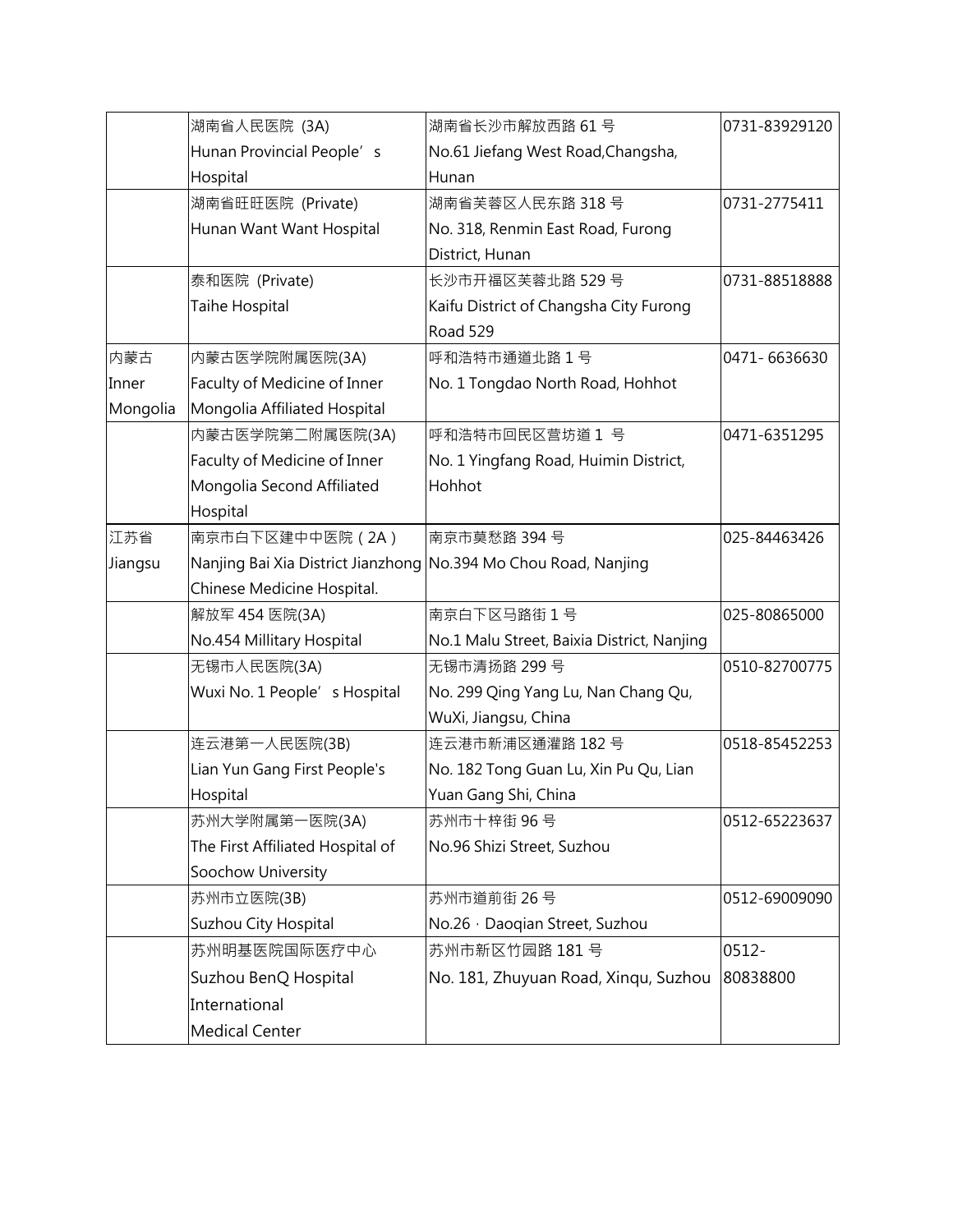| | | | |
|---|---|---|---|
| | 湖南省人民医院 (3A)<br>Hunan Provincial People' s Hospital | 湖南省长沙市解放西路 61 号<br>No.61 Jiefang West Road,Changsha, Hunan | 0731-83929120 |
| | 湖南省旺旺医院 (Private)<br>Hunan Want Want Hospital | 湖南省芙蓉区人民东路 318 号<br>No. 318, Renmin East Road, Furong District, Hunan | 0731-2775411 |
| | 泰和医院 (Private)<br>Taihe Hospital | 长沙市开福区芙蓉北路 529 号<br>Kaifu District of Changsha City Furong Road 529 | 0731-88518888 |
| 内蒙古<br>Inner Mongolia | 内蒙古医学院附属医院(3A)<br>Faculty of Medicine of Inner Mongolia Affiliated Hospital | 呼和浩特市通道北路 1 号<br>No. 1 Tongdao North Road, Hohhot | 0471- 6636630 |
| | 内蒙古医学院第二附属医院(3A)<br>Faculty of Medicine of Inner Mongolia Second Affiliated Hospital | 呼和浩特市回民区营坊道 1 号<br>No. 1 Yingfang Road, Huimin District, Hohhot | 0471-6351295 |
| 江苏省<br>Jiangsu | 南京市白下区建中中医院（2A）<br>Nanjing Bai Xia District Jianzhong Chinese Medicine Hospital. | 南京市莫愁路 394 号<br>No.394 Mo Chou Road, Nanjing | 025-84463426 |
| | 解放军 454 医院(3A)<br>No.454 Millitary Hospital | 南京白下区马路街 1 号<br>No.1 Malu Street, Baixia District, Nanjing | 025-80865000 |
| | 无锡市人民医院(3A)<br>Wuxi No. 1 People' s Hospital | 无锡市清扬路 299 号<br>No. 299 Qing Yang Lu, Nan Chang Qu, WuXi, Jiangsu, China | 0510-82700775 |
| | 连云港第一人民医院(3B)<br>Lian Yun Gang First People's Hospital | 连云港市新浦区通灌路 182 号<br>No. 182 Tong Guan Lu, Xin Pu Qu, Lian Yuan Gang Shi, China | 0518-85452253 |
| | 苏州大学附属第一医院(3A)<br>The First Affiliated Hospital of Soochow University | 苏州市十梓街 96 号<br>No.96 Shizi Street, Suzhou | 0512-65223637 |
| | 苏州市立医院(3B)<br>Suzhou City Hospital | 苏州市道前街 26 号<br>No.26，Daoqian Street, Suzhou | 0512-69009090 |
| | 苏州明基医院国际医疗中心<br>Suzhou BenQ Hospital International Medical Center | 苏州市新区竹园路 181 号<br>No. 181, Zhuyuan Road, Xinqu, Suzhou | 0512-80838800 |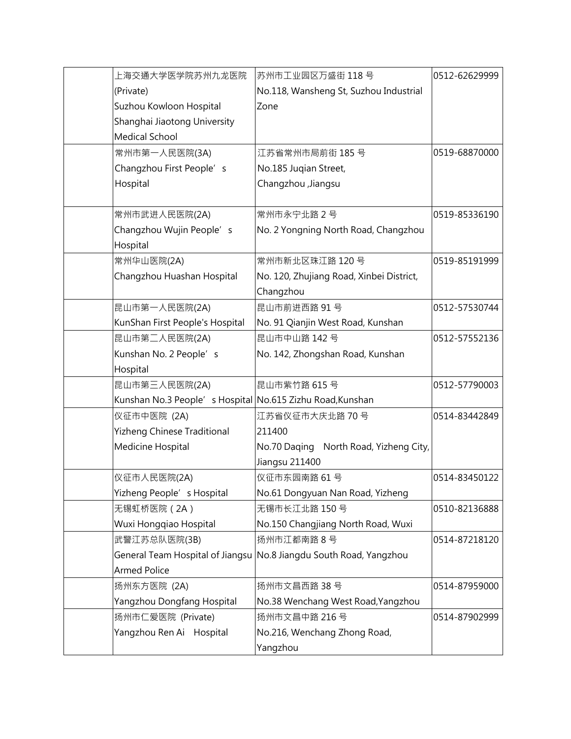| | | | |
|---|---|---|---|
| | 上海交通大学医学院苏州九龙医院 (Private) Suzhou Kowloon Hospital Shanghai Jiaotong University Medical School | 苏州市工业园区万盛街 118 号 No.118, Wansheng St, Suzhou Industrial Zone | 0512-62629999 |
| | 常州市第一人民医院(3A) Changzhou First People's Hospital | 江苏省常州市局前街 185 号 No.185 Juqian Street, Changzhou ,Jiangsu | 0519-68870000 |
| | 常州市武进人民医院(2A) Changzhou Wujin People's Hospital | 常州市永宁北路 2 号 No. 2 Yongning North Road, Changzhou | 0519-85336190 |
| | 常州华山医院(2A) Changzhou Huashan Hospital | 常州市新北区珠江路 120 号 No. 120, Zhujiang Road, Xinbei District, Changzhou | 0519-85191999 |
| | 昆山市第一人民医院(2A) KunShan First People's Hospital | 昆山市前进西路 91 号 No. 91 Qianjin West Road, Kunshan | 0512-57530744 |
| | 昆山市第二人民医院(2A) Kunshan No. 2 People's Hospital | 昆山市中山路 142 号 No. 142, Zhongshan Road, Kunshan | 0512-57552136 |
| | 昆山市第三人民医院(2A) Kunshan No.3 People's Hospital | 昆山市紫竹路 615 号 No.615 Zizhu Road,Kunshan | 0512-57790003 |
| | 仪征市中医院 (2A) Yizheng Chinese Traditional Medicine Hospital | 江苏省仪征市大庆北路 70 号 211400 No.70 Daqing North Road, Yizheng City, Jiangsu 211400 | 0514-83442849 |
| | 仪征市人民医院(2A) Yizheng People's Hospital | 仪征市东园南路 61 号 No.61 Dongyuan Nan Road, Yizheng | 0514-83450122 |
| | 无锡虹桥医院（2A） Wuxi Hongqiao Hospital | 无锡市长江北路 150 号 No.150 Changjiang North Road, Wuxi | 0510-82136888 |
| | 武警江苏总队医院(3B) General Team Hospital of Jiangsu Armed Police | 扬州市江都南路 8 号 No.8 Jiangdu South Road, Yangzhou | 0514-87218120 |
| | 扬州东方医院 (2A) Yangzhou Dongfang Hospital | 扬州市文昌西路 38 号 No.38 Wenchang West Road,Yangzhou | 0514-87959000 |
| | 扬州市仁爱医院 (Private) Yangzhou Ren Ai Hospital | 扬州市文昌中路 216 号 No.216, Wenchang Zhong Road, Yangzhou | 0514-87902999 |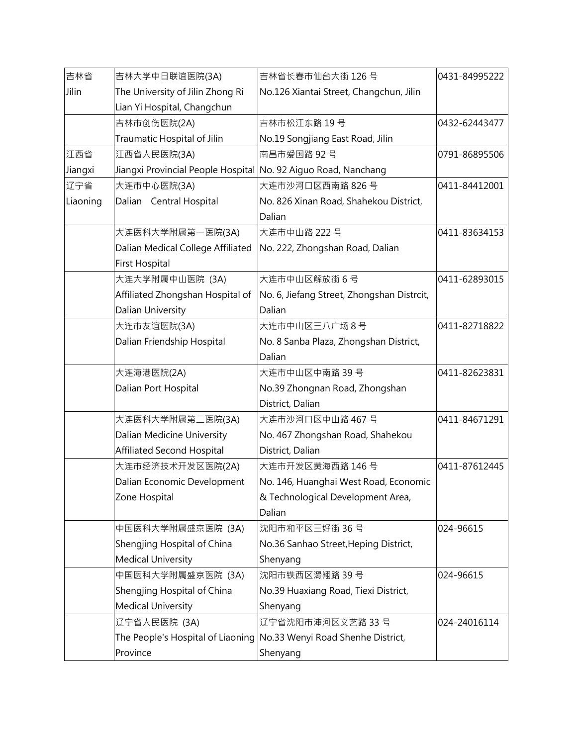| 吉林省 Jilin | 吉林大学中日联谊医院(3A) The University of Jilin Zhong Ri Lian Yi Hospital, Changchun | 吉林省长春市仙台大街 126 号 No.126 Xiantai Street, Changchun, Jilin | 0431-84995222 |
|---|---|---|---|
| | 吉林市创伤医院(2A) Traumatic Hospital of Jilin | 吉林市松江东路 19 号 No.19 Songjiang East Road, Jilin | 0432-62443477 |
| 江西省 Jiangxi | 江西省人民医院(3A) Jiangxi Provincial People Hospital | 南昌市爱国路 92 号 No. 92 Aiguo Road, Nanchang | 0791-86895506 |
| 辽宁省 Liaoning | 大连市中心医院(3A) Dalian Central Hospital | 大连市沙河口区西南路 826 号 No. 826 Xinan Road, Shahekou District, Dalian | 0411-84412001 |
| | 大连医科大学附属第一医院(3A) Dalian Medical College Affiliated First Hospital | 大连市中山路 222 号 No. 222, Zhongshan Road, Dalian | 0411-83634153 |
| | 大连大学附属中山医院 (3A) Affiliated Zhongshan Hospital of Dalian University | 大连市中山区解放街 6 号 No. 6, Jiefang Street, Zhongshan Distrcit, Dalian | 0411-62893015 |
| | 大连市友谊医院(3A) Dalian Friendship Hospital | 大连市中山区三八广场 8 号 No. 8 Sanba Plaza, Zhongshan District, Dalian | 0411-82718822 |
| | 大连海港医院(2A) Dalian Port Hospital | 大连市中山区中南路 39 号 No.39 Zhongnan Road, Zhongshan District, Dalian | 0411-82623831 |
| | 大连医科大学附属第二医院(3A) Dalian Medicine University Affiliated Second Hospital | 大连市沙河口区中山路 467 号 No. 467 Zhongshan Road, Shahekou District, Dalian | 0411-84671291 |
| | 大连市经济技术开发区医院(2A) Dalian Economic Development Zone Hospital | 大连市开发区黄海西路 146 号 No. 146, Huanghai West Road, Economic & Technological Development Area, Dalian | 0411-87612445 |
| | 中国医科大学附属盛京医院 (3A) Shengjing Hospital of China Medical University | 沈阳市和平区三好街 36 号 No.36 Sanhao Street,Heping District, Shenyang | 024-96615 |
| | 中国医科大学附属盛京医院 (3A) Shengjing Hospital of China Medical University | 沈阳市铁西区滑翔路 39 号 No.39 Huaxiang Road, Tiexi District, Shenyang | 024-96615 |
| | 辽宁省人民医院 (3A) The People's Hospital of Liaoning Province | 辽宁省沈阳市沈河区文艺路 33 号 No.33 Wenyi Road Shenhe District, Shenyang | 024-24016114 |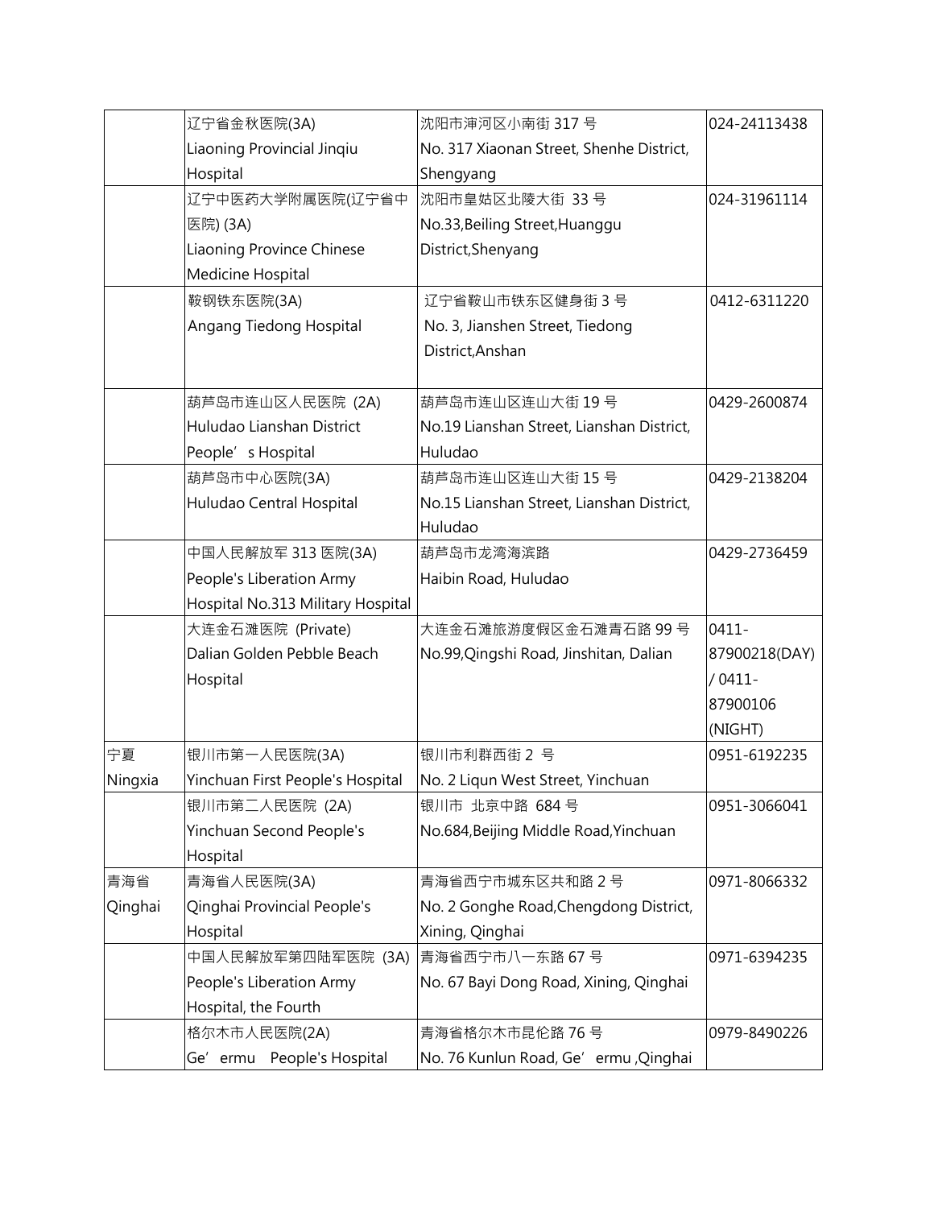| | | | |
|---|---|---|---|
| | 辽宁省金秋医院(3A) Liaoning Provincial Jinqiu Hospital | 沈阳市沈河区小南街 317 号 No. 317 Xiaonan Street, Shenhe District, Shengyang | 024-24113438 |
| | 辽宁中医药大学附属医院(辽宁省中医院) (3A) Liaoning Province Chinese Medicine Hospital | 沈阳市皇姑区北陵大街 33 号 No.33,Beiling Street,Huanggu District,Shenyang | 024-31961114 |
| | 鞍钢铁东医院(3A) Angang Tiedong Hospital | 辽宁省鞍山市铁东区健身街 3 号 No. 3, Jianshen Street, Tiedong District,Anshan | 0412-6311220 |
| | 葫芦岛市连山区人民医院 (2A) Huludao Lianshan District People's Hospital | 葫芦岛市连山区连山大街 19 号 No.19 Lianshan Street, Lianshan District, Huludao | 0429-2600874 |
| | 葫芦岛市中心医院(3A) Huludao Central Hospital | 葫芦岛市连山区连山大街 15 号 No.15 Lianshan Street, Lianshan District, Huludao | 0429-2138204 |
| | 中国人民解放军 313 医院(3A) People's Liberation Army Hospital No.313 Military Hospital | 葫芦岛市龙湾海滨路 Haibin Road, Huludao | 0429-2736459 |
| | 大连金石滩医院 (Private) Dalian Golden Pebble Beach Hospital | 大连金石滩旅游度假区金石滩青石路 99 号 No.99,Qingshi Road, Jinshitan, Dalian | 0411-87900218(DAY) / 0411-87900106 (NIGHT) |
| 宁夏 Ningxia | 银川市第一人民医院(3A) Yinchuan First People's Hospital | 银川市利群西街 2 号 No. 2 Liqun West Street, Yinchuan | 0951-6192235 |
| | 银川市第二人民医院 (2A) Yinchuan Second People's Hospital | 银川市 北京中路 684 号 No.684,Beijing Middle Road,Yinchuan | 0951-3066041 |
| 青海省 Qinghai | 青海省人民医院(3A) Qinghai Provincial People's Hospital | 青海省西宁市城东区共和路 2 号 No. 2 Gonghe Road,Chengdong District, Xining, Qinghai | 0971-8066332 |
| | 中国人民解放军第四陆军医院 (3A) People's Liberation Army Hospital, the Fourth | 青海省西宁市八一东路 67 号 No. 67 Bayi Dong Road, Xining, Qinghai | 0971-6394235 |
| | 格尔木市人民医院(2A) Ge'ermu People's Hospital | 青海省格尔木市昆伦路 76 号 No. 76 Kunlun Road, Ge'ermu ,Qinghai | 0979-8490226 |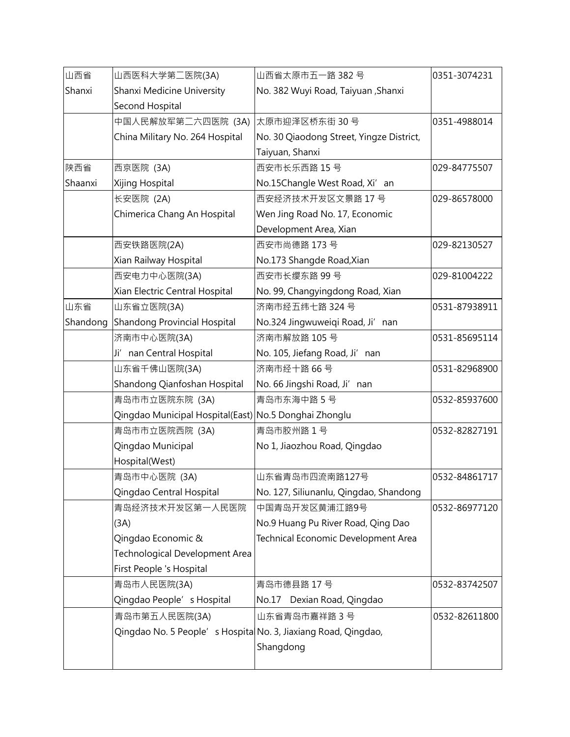| 山西省<br>Shanxi | 山西医科大学第二医院(3A)<br>Shanxi Medicine University Second Hospital | 山西省太原市五一路 382 号<br>No. 382 Wuyi Road, Taiyuan ,Shanxi | 0351-3074231 |
|---|---|---|---|
| | 中国人民解放军第二六四医院 (3A)<br>China Military No. 264 Hospital | 太原市迎泽区桥东街 30 号<br>No. 30 Qiaodong Street, Yingze District, Taiyuan, Shanxi | 0351-4988014 |
| 陕西省<br>Shaanxi | 西京医院 (3A)<br>Xijing Hospital | 西安市长乐西路 15 号<br>No.15Changle West Road, Xi' an | 029-84775507 |
| | 长安医院 (2A)<br>Chimerica Chang An Hospital | 西安经济技术开发区文景路 17 号<br>Wen Jing Road No. 17, Economic Development Area, Xian | 029-86578000 |
| | 西安铁路医院(2A)<br>Xian Railway Hospital | 西安市尚德路 173 号<br>No.173 Shangde Road,Xian | 029-82130527 |
| | 西安电力中心医院(3A)<br>Xian Electric Central Hospital | 西安市长缨东路 99 号<br>No. 99, Changyingdong Road, Xian | 029-81004222 |
| 山东省<br>Shandong | 山东省立医院(3A)<br>Shandong Provincial Hospital | 济南市经五纬七路 324 号<br>No.324 Jingwuweiqi Road, Ji' nan | 0531-87938911 |
| | 济南市中心医院(3A)<br>Ji' nan Central Hospital | 济南市解放路 105 号<br>No. 105, Jiefang Road, Ji' nan | 0531-85695114 |
| | 山东省千佛山医院(3A)<br>Shandong Qianfoshan Hospital | 济南市经十路 66 号<br>No. 66 Jingshi Road, Ji' nan | 0531-82968900 |
| | 青岛市市立医院东院 (3A)<br>Qingdao Municipal Hospital(East) | 青岛市东海中路 5 号<br>No.5 Donghai Zhonglu | 0532-85937600 |
| | 青岛市市立医院西院 (3A)<br>Qingdao Municipal Hospital(West) | 青岛市胶州路 1 号<br>No 1, Jiaozhou Road, Qingdao | 0532-82827191 |
| | 青岛市中心医院 (3A)<br>Qingdao Central Hospital | 山东省青岛市四流南路127号<br>No. 127, Siliunanlu, Qingdao, Shandong | 0532-84861717 |
| | 青岛经济技术开发区第一人民医院(3A)<br>Qingdao Economic & Technological Development Area First People 's Hospital | 中国青岛开发区黄浦江路9号<br>No.9 Huang Pu River Road, Qing Dao Technical Economic Development Area | 0532-86977120 |
| | 青岛市人民医院(3A)<br>Qingdao People' s Hospital | 青岛市德县路 17 号<br>No.17 Dexian Road, Qingdao | 0532-83742507 |
| | 青岛市第五人民医院(3A)<br>Qingdao No. 5 People' s Hospita | 山东省青岛市嘉祥路 3 号<br>No. 3, Jiaxiang Road, Qingdao, Shangdong | 0532-82611800 |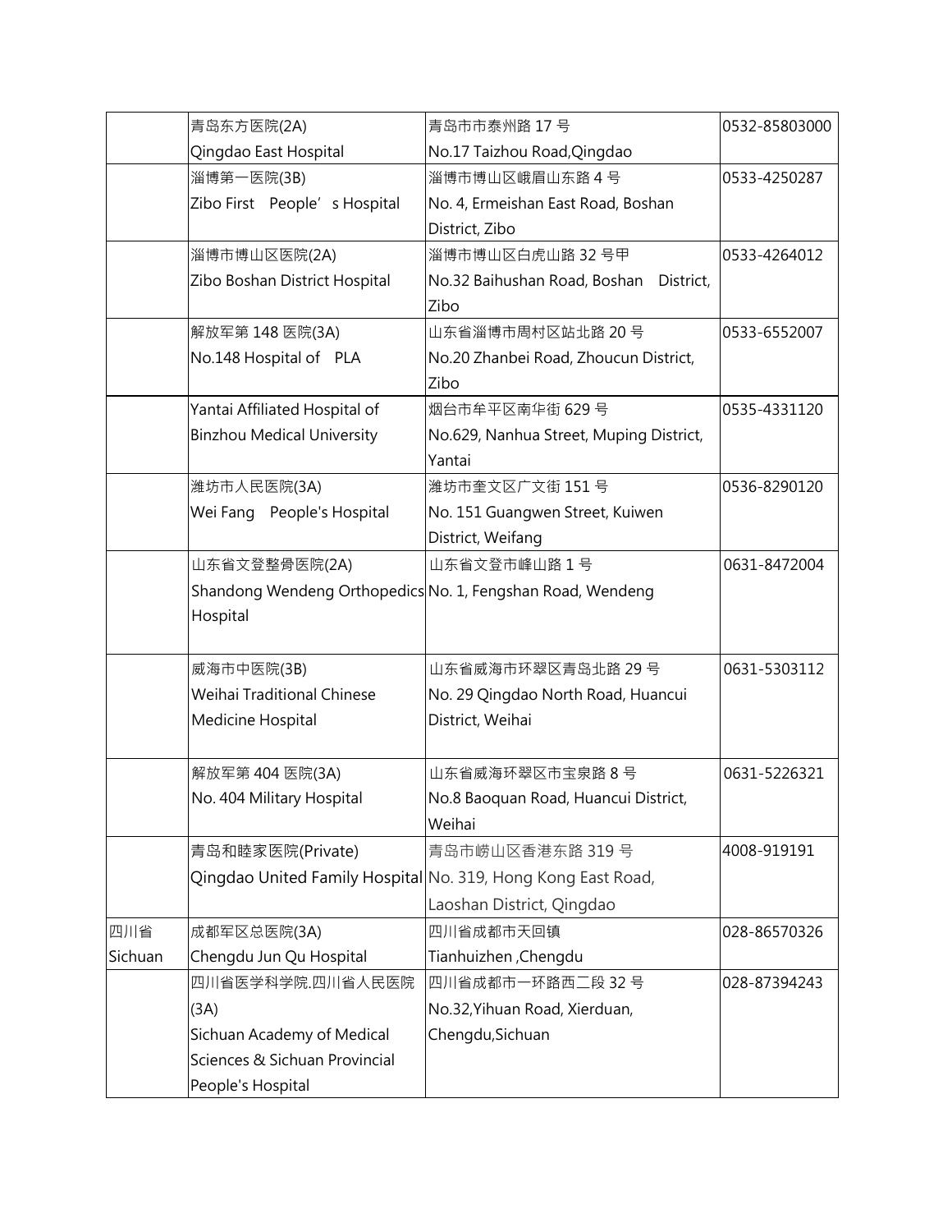| | | | |
|---|---|---|---|
| | 青岛东方医院(2A)<br>Qingdao East Hospital | 青岛市市泰州路 17 号<br>No.17 Taizhou Road,Qingdao | 0532-85803000 |
| | 淄博第一医院(3B)<br>Zibo First People's Hospital | 淄博市博山区峨眉山东路 4 号<br>No. 4, Ermeishan East Road, Boshan District, Zibo | 0533-4250287 |
| | 淄博市博山区医院(2A)<br>Zibo Boshan District Hospital | 淄博市博山区白虎山路 32 号甲<br>No.32 Baihushan Road, Boshan District, Zibo | 0533-4264012 |
| | 解放军第 148 医院(3A)<br>No.148 Hospital of PLA | 山东省淄博市周村区站北路 20 号<br>No.20 Zhanbei Road, Zhoucun District, Zibo | 0533-6552007 |
| | Yantai Affiliated Hospital of Binzhou Medical University | 烟台市牟平区南华街 629 号<br>No.629, Nanhua Street, Muping District, Yantai | 0535-4331120 |
| | 潍坊市人民医院(3A)<br>Wei Fang People's Hospital | 潍坊市奎文区广文街 151 号<br>No. 151 Guangwen Street, Kuiwen District, Weifang | 0536-8290120 |
| | 山东省文登整骨医院(2A)<br>Shandong Wendeng Orthopedics Hospital | 山东省文登市峰山路 1 号<br>No. 1, Fengshan Road, Wendeng | 0631-8472004 |
| | 威海市中医院(3B)<br>Weihai Traditional Chinese Medicine Hospital | 山东省威海市环翠区青岛北路 29 号<br>No. 29 Qingdao North Road, Huancui District, Weihai | 0631-5303112 |
| | 解放军第 404 医院(3A)<br>No. 404 Military Hospital | 山东省威海环翠区市宝泉路 8 号<br>No.8 Baoquan Road, Huancui District, Weihai | 0631-5226321 |
| | 青岛和睦家医院(Private)<br>Qingdao United Family Hospital | 青岛市崂山区香港东路 319 号<br>No. 319, Hong Kong East Road, Laoshan District, Qingdao | 4008-919191 |
| 四川省<br>Sichuan | 成都军区总医院(3A)<br>Chengdu Jun Qu Hospital | 四川省成都市天回镇<br>Tianhuizhen ,Chengdu | 028-86570326 |
| | 四川省医学科学院.四川省人民医院(3A)<br>Sichuan Academy of Medical Sciences & Sichuan Provincial People's Hospital | 四川省成都市一环路西二段 32 号<br>No.32,Yihuan Road, Xierduan, Chengdu,Sichuan | 028-87394243 |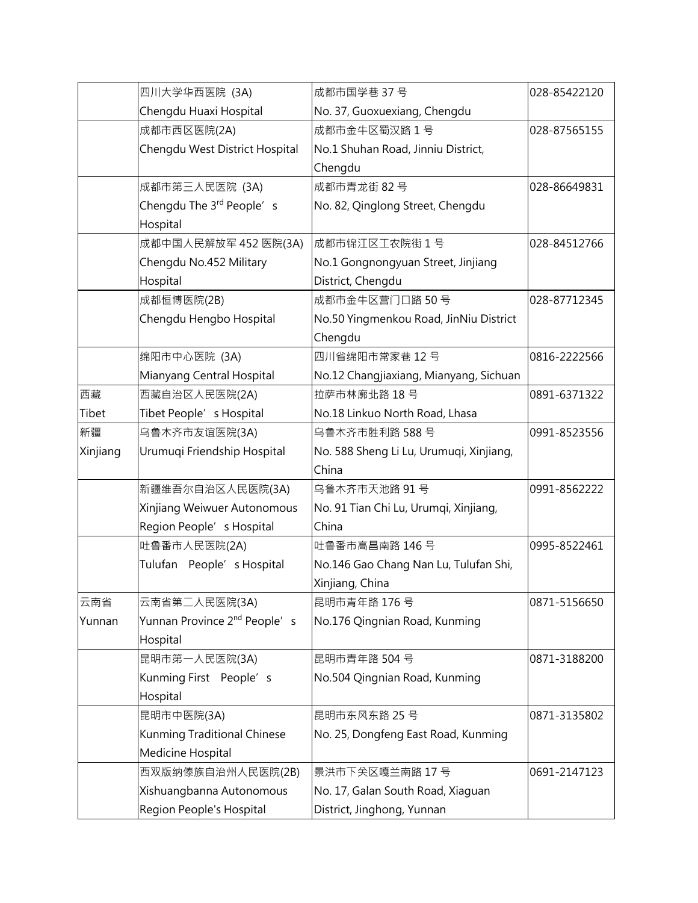| | | | |
|---|---|---|---|
| | 四川大学华西医院 (3A)<br>Chengdu Huaxi Hospital | 成都市国学巷 37 号<br>No. 37, Guoxuexiang, Chengdu | 028-85422120 |
| | 成都市西区医院(2A)<br>Chengdu West District Hospital | 成都市金牛区蜀汉路 1 号<br>No.1 Shuhan Road, Jinniu District, Chengdu | 028-87565155 |
| | 成都市第三人民医院 (3A)<br>Chengdu The 3rd People's Hospital | 成都市青龙街 82 号<br>No. 82, Qinglong Street, Chengdu | 028-86649831 |
| | 成都中国人民解放军 452 医院(3A)<br>Chengdu No.452 Military Hospital | 成都市锦江区工农院街 1 号<br>No.1 Gongnongyuan Street, Jinjiang District, Chengdu | 028-84512766 |
| | 成都恒博医院(2B)<br>Chengdu Hengbo Hospital | 成都市金牛区营门口路 50 号<br>No.50 Yingmenkou Road, JinNiu District Chengdu | 028-87712345 |
| | 绵阳市中心医院 (3A)<br>Mianyang Central Hospital | 四川省绵阳市常家巷 12 号<br>No.12 Changjiaxiang, Mianyang, Sichuan | 0816-2222566 |
| 西藏<br>Tibet | 西藏自治区人民医院(2A)<br>Tibet People's Hospital | 拉萨市林廓北路 18 号<br>No.18 Linkuo North Road, Lhasa | 0891-6371322 |
| 新疆<br>Xinjiang | 乌鲁木齐市友谊医院(3A)<br>Urumuqi Friendship Hospital | 乌鲁木齐市胜利路 588 号<br>No. 588 Sheng Li Lu, Urumuqi, Xinjiang, China | 0991-8523556 |
| | 新疆维吾尔自治区人民医院(3A)<br>Xinjiang Weiwuer Autonomous Region People's Hospital | 乌鲁木齐市天池路 91 号<br>No. 91 Tian Chi Lu, Urumqi, Xinjiang, China | 0991-8562222 |
| | 吐鲁番市人民医院(2A)<br>Tulufan People's Hospital | 吐鲁番市高昌南路 146 号<br>No.146 Gao Chang Nan Lu, Tulufan Shi, Xinjiang, China | 0995-8522461 |
| 云南省<br>Yunnan | 云南省第二人民医院(3A)<br>Yunnan Province 2nd People's Hospital | 昆明市青年路 176 号<br>No.176 Qingnian Road, Kunming | 0871-5156650 |
| | 昆明市第一人民医院(3A)<br>Kunming First People's Hospital | 昆明市青年路 504 号<br>No.504 Qingnian Road, Kunming | 0871-3188200 |
| | 昆明市中医院(3A)<br>Kunming Traditional Chinese Medicine Hospital | 昆明市东风东路 25 号<br>No. 25, Dongfeng East Road, Kunming | 0871-3135802 |
| | 西双版纳傣族自治州人民医院(2B)<br>Xishuangbanna Autonomous Region People's Hospital | 景洪市下关区嘎兰南路 17 号<br>No. 17, Galan South Road, Xiaguan District, Jinghong, Yunnan | 0691-2147123 |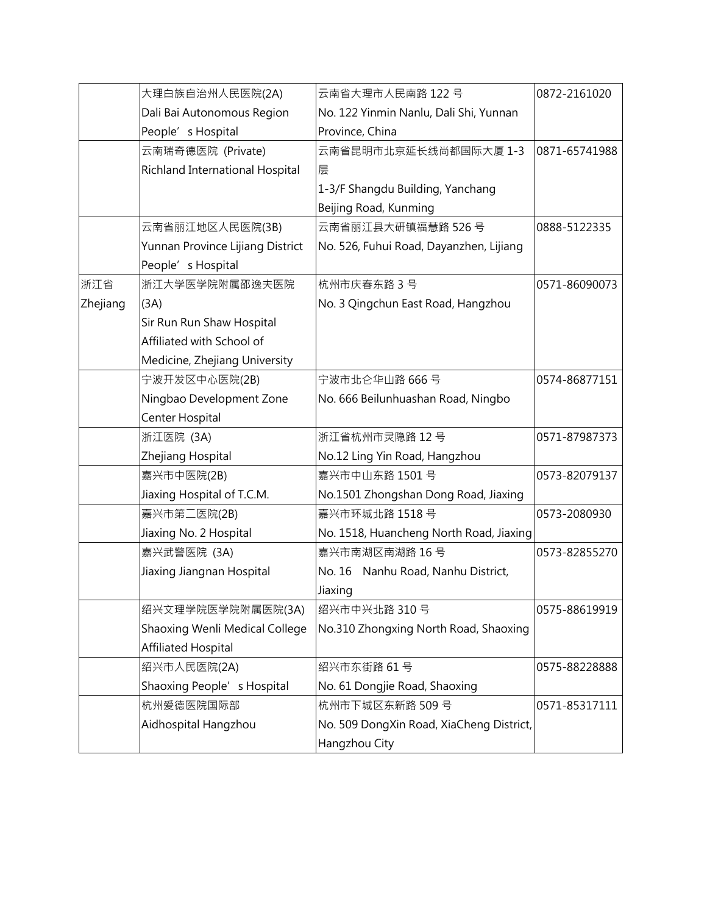| | | | |
|---|---|---|---|
| | 大理白族自治州人民医院(2A) Dali Bai Autonomous Region People' s Hospital | 云南省大理市人民南路 122 号 No. 122 Yinmin Nanlu, Dali Shi, Yunnan Province, China | 0872-2161020 |
| | 云南瑞奇德医院 (Private) Richland International Hospital | 云南省昆明市北京延长线尚都国际大厦 1-3 层 1-3/F Shangdu Building, Yanchang Beijing Road, Kunming | 0871-65741988 |
| | 云南省丽江地区人民医院(3B) Yunnan Province Lijiang District People' s Hospital | 云南省丽江县大研镇福慧路 526 号 No. 526, Fuhui Road, Dayanzhen, Lijiang | 0888-5122335 |
| 浙江省 Zhejiang | 浙江大学医学院附属邵逸夫医院(3A) Sir Run Run Shaw Hospital Affiliated with School of Medicine, Zhejiang University | 杭州市庆春东路 3 号 No. 3 Qingchun East Road, Hangzhou | 0571-86090073 |
| | 宁波开发区中心医院(2B) Ningbao Development Zone Center Hospital | 宁波市北仑华山路 666 号 No. 666 Beilunhuashan Road, Ningbo | 0574-86877151 |
| | 浙江医院 (3A) Zhejiang Hospital | 浙江省杭州市灵隐路 12 号 No.12 Ling Yin Road, Hangzhou | 0571-87987373 |
| | 嘉兴市中医院(2B) Jiaxing Hospital of T.C.M. | 嘉兴市中山东路 1501 号 No.1501 Zhongshan Dong Road, Jiaxing | 0573-82079137 |
| | 嘉兴市第二医院(2B) Jiaxing No. 2 Hospital | 嘉兴市环城北路 1518 号 No. 1518, Huancheng North Road, Jiaxing | 0573-2080930 |
| | 嘉兴武警医院 (3A) Jiaxing Jiangnan Hospital | 嘉兴市南湖区南湖路 16 号 No. 16 Nanhu Road, Nanhu District, Jiaxing | 0573-82855270 |
| | 绍兴文理学院医学院附属医院(3A) Shaoxing Wenli Medical College Affiliated Hospital | 绍兴市中兴北路 310 号 No.310 Zhongxing North Road, Shaoxing | 0575-88619919 |
| | 绍兴市人民医院(2A) Shaoxing People' s Hospital | 绍兴市东街路 61 号 No. 61 Dongjie Road, Shaoxing | 0575-88228888 |
| | 杭州爱德医院国际部 Aidhospital Hangzhou | 杭州市下城区东新路 509 号 No. 509 DongXin Road, XiaCheng District, Hangzhou City | 0571-85317111 |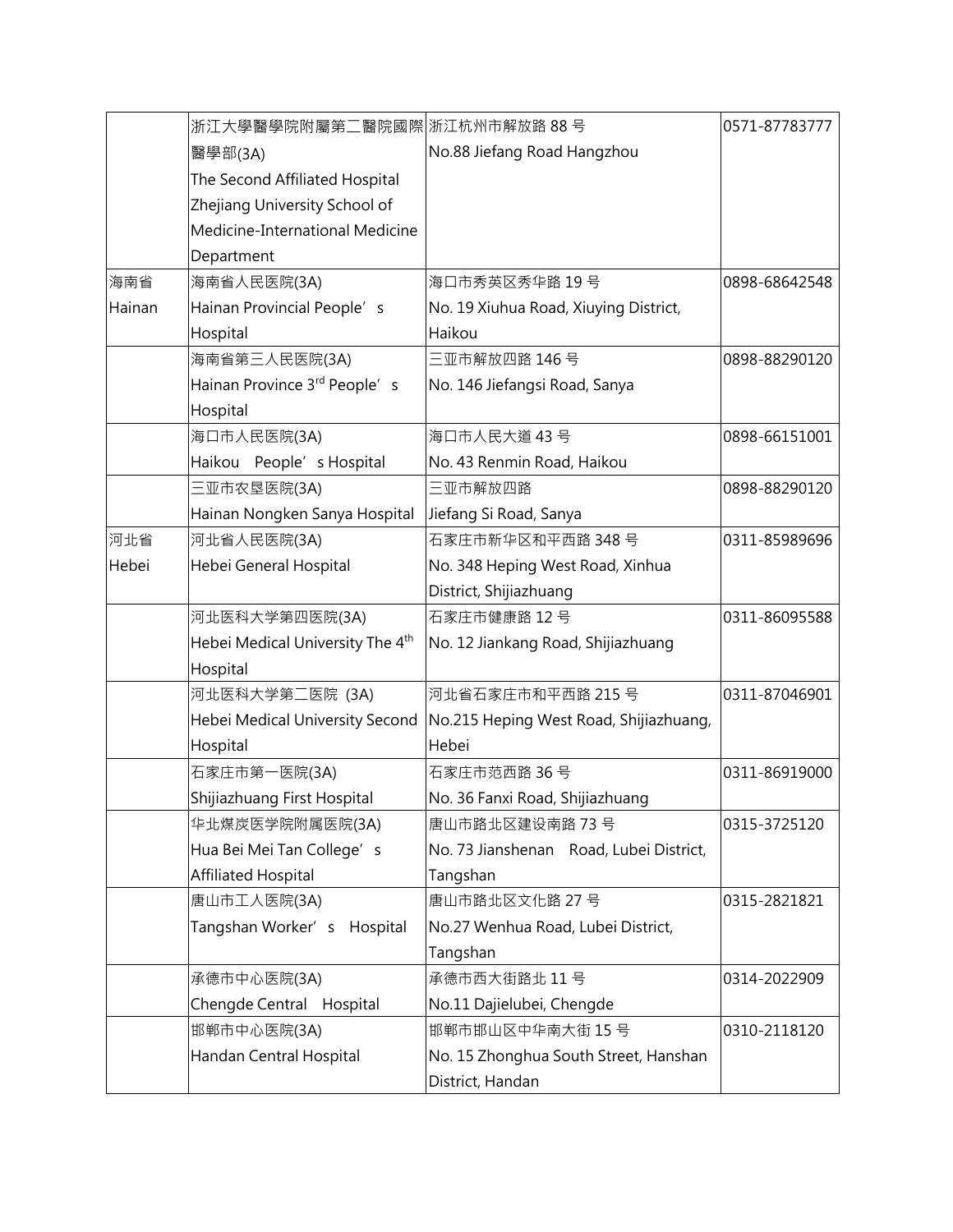|  |  |  |  |
|---|---|---|---|
|  | 浙江大學醫學院附屬第二醫院國際醫學部(3A)<br>The Second Affiliated Hospital Zhejiang University School of Medicine-International Medicine Department | 浙江杭州市解放路 88 号<br>No.88 Jiefang Road Hangzhou | 0571-87783777 |
| 海南省<br>Hainan | 海南省人民医院(3A)<br>Hainan Provincial People's Hospital | 海口市秀英区秀华路 19 号<br>No. 19 Xiuhua Road, Xiuying District, Haikou | 0898-68642548 |
|  | 海南省第三人民医院(3A)<br>Hainan Province 3rd People's Hospital | 三亚市解放四路 146 号<br>No. 146 Jiefangsi Road, Sanya | 0898-88290120 |
|  | 海口市人民医院(3A)<br>Haikou People's Hospital | 海口市人民大道 43 号<br>No. 43 Renmin Road, Haikou | 0898-66151001 |
|  | 三亚市农垦医院(3A)<br>Hainan Nongken Sanya Hospital | 三亚市解放四路<br>Jiefang Si Road, Sanya | 0898-88290120 |
| 河北省<br>Hebei | 河北省人民医院(3A)<br>Hebei General Hospital | 石家庄市新华区和平西路 348 号<br>No. 348 Heping West Road, Xinhua District, Shijiazhuang | 0311-85989696 |
|  | 河北医科大学第四医院(3A)<br>Hebei Medical University The 4th Hospital | 石家庄市健康路 12 号<br>No. 12 Jiankang Road, Shijiazhuang | 0311-86095588 |
|  | 河北医科大学第二医院 (3A)<br>Hebei Medical University Second Hospital | 河北省石家庄市和平西路 215 号<br>No.215 Heping West Road, Shijiazhuang, Hebei | 0311-87046901 |
|  | 石家庄市第一医院(3A)<br>Shijiazhuang First Hospital | 石家庄市范西路 36 号<br>No. 36 Fanxi Road, Shijiazhuang | 0311-86919000 |
|  | 华北煤炭医学院附属医院(3A)<br>Hua Bei Mei Tan College's Affiliated Hospital | 唐山市路北区建设南路 73 号<br>No. 73 Jianshenan Road, Lubei District, Tangshan | 0315-3725120 |
|  | 唐山市工人医院(3A)<br>Tangshan Worker's Hospital | 唐山市路北区文化路 27 号<br>No.27 Wenhua Road, Lubei District, Tangshan | 0315-2821821 |
|  | 承德市中心医院(3A)<br>Chengde Central Hospital | 承德市西大街路北 11 号<br>No.11 Dajielubei, Chengde | 0314-2022909 |
|  | 邯郸市中心医院(3A)<br>Handan Central Hospital | 邯郸市邯山区中华南大街 15 号<br>No. 15 Zhonghua South Street, Hanshan District, Handan | 0310-2118120 |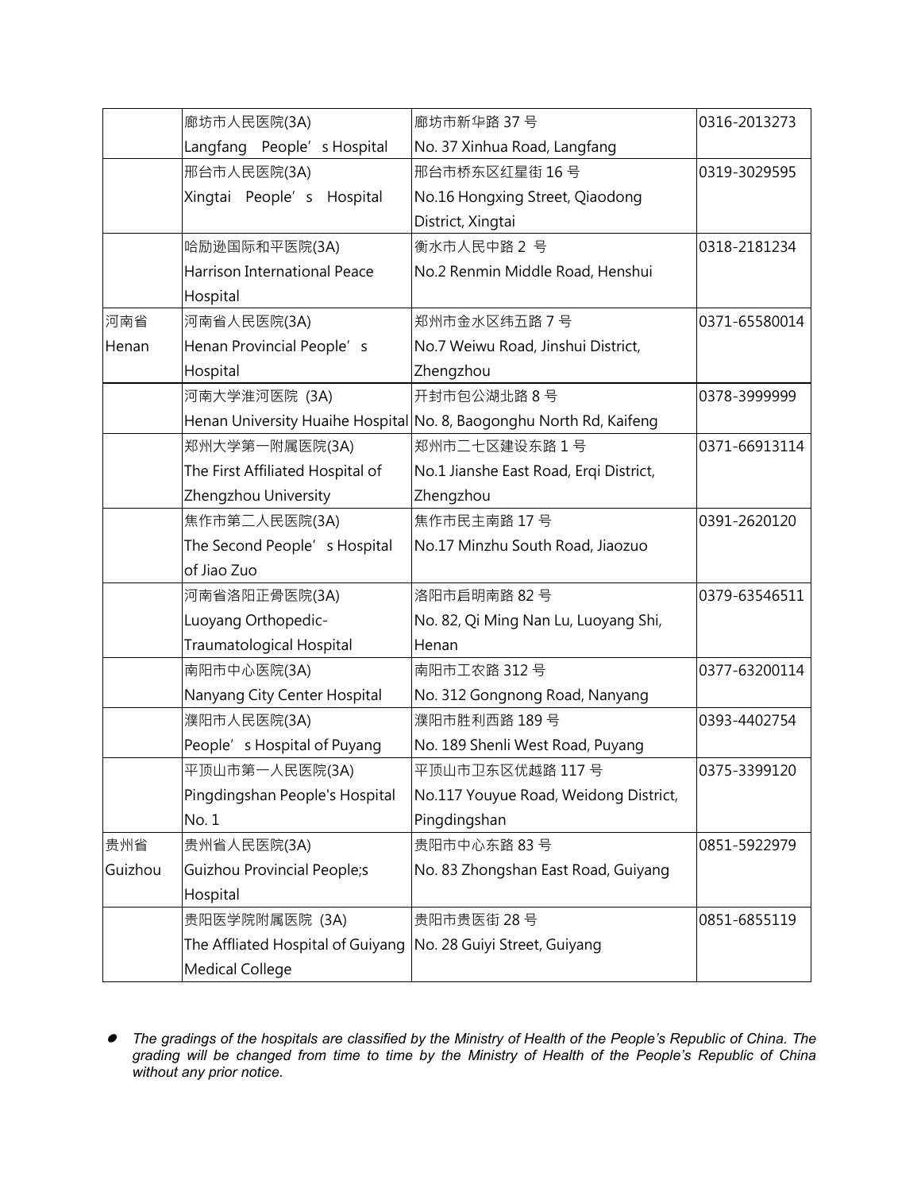|  |  |  |  |
|---|---|---|---|
|  | 廊坊市人民医院(3A) Langfang People's Hospital | 廊坊市新华路 37 号 No. 37 Xinhua Road, Langfang | 0316-2013273 |
|  | 邢台市人民医院(3A) Xingtai People's Hospital | 邢台市桥东区红星街 16 号 No.16 Hongxing Street, Qiaodong District, Xingtai | 0319-3029595 |
|  | 哈励逊国际和平医院(3A) Harrison International Peace Hospital | 衡水市人民中路 2 号 No.2 Renmin Middle Road, Henshui | 0318-2181234 |
| 河南省 Henan | 河南省人民医院(3A) Henan Provincial People's Hospital | 郑州市金水区纬五路 7 号 No.7 Weiwu Road, Jinshui District, Zhengzhou | 0371-65580014 |
|  | 河南大学淮河医院 (3A) Henan University Huaihe Hospital | 开封市包公湖北路 8 号 No. 8, Baogonghu North Rd, Kaifeng | 0378-3999999 |
|  | 郑州大学第一附属医院(3A) The First Affiliated Hospital of Zhengzhou University | 郑州市二七区建设东路 1 号 No.1 Jianshe East Road, Erqi District, Zhengzhou | 0371-66913114 |
|  | 焦作市第二人民医院(3A) The Second People's Hospital of Jiao Zuo | 焦作市民主南路 17 号 No.17 Minzhu South Road, Jiaozuo | 0391-2620120 |
|  | 河南省洛阳正骨医院(3A) Luoyang Orthopedic-Traumatological Hospital | 洛阳市启明南路 82 号 No. 82, Qi Ming Nan Lu, Luoyang Shi, Henan | 0379-63546511 |
|  | 南阳市中心医院(3A) Nanyang City Center Hospital | 南阳市工农路 312 号 No. 312 Gongnong Road, Nanyang | 0377-63200114 |
|  | 濮阳市人民医院(3A) People's Hospital of Puyang | 濮阳市胜利西路 189 号 No. 189 Shenli West Road, Puyang | 0393-4402754 |
|  | 平顶山市第一人民医院(3A) Pingdingshan People's Hospital No. 1 | 平顶山市卫东区优越路 117 号 No.117 Youyue Road, Weidong District, Pingdingshan | 0375-3399120 |
| 贵州省 Guizhou | 贵州省人民医院(3A) Guizhou Provincial People;s Hospital | 贵阳市中心东路 83 号 No. 83 Zhongshan East Road, Guiyang | 0851-5922979 |
|  | 贵阳医学院附属医院 (3A) The Affliated Hospital of Guiyang Medical College | 贵阳市贵医街 28 号 No. 28 Guiyi Street, Guiyang | 0851-6855119 |

- *The gradings of the hospitals are classified by the Ministry of Health of the People's Republic of China. The grading will be changed from time to time by the Ministry of Health of the People's Republic of China without any prior notice.*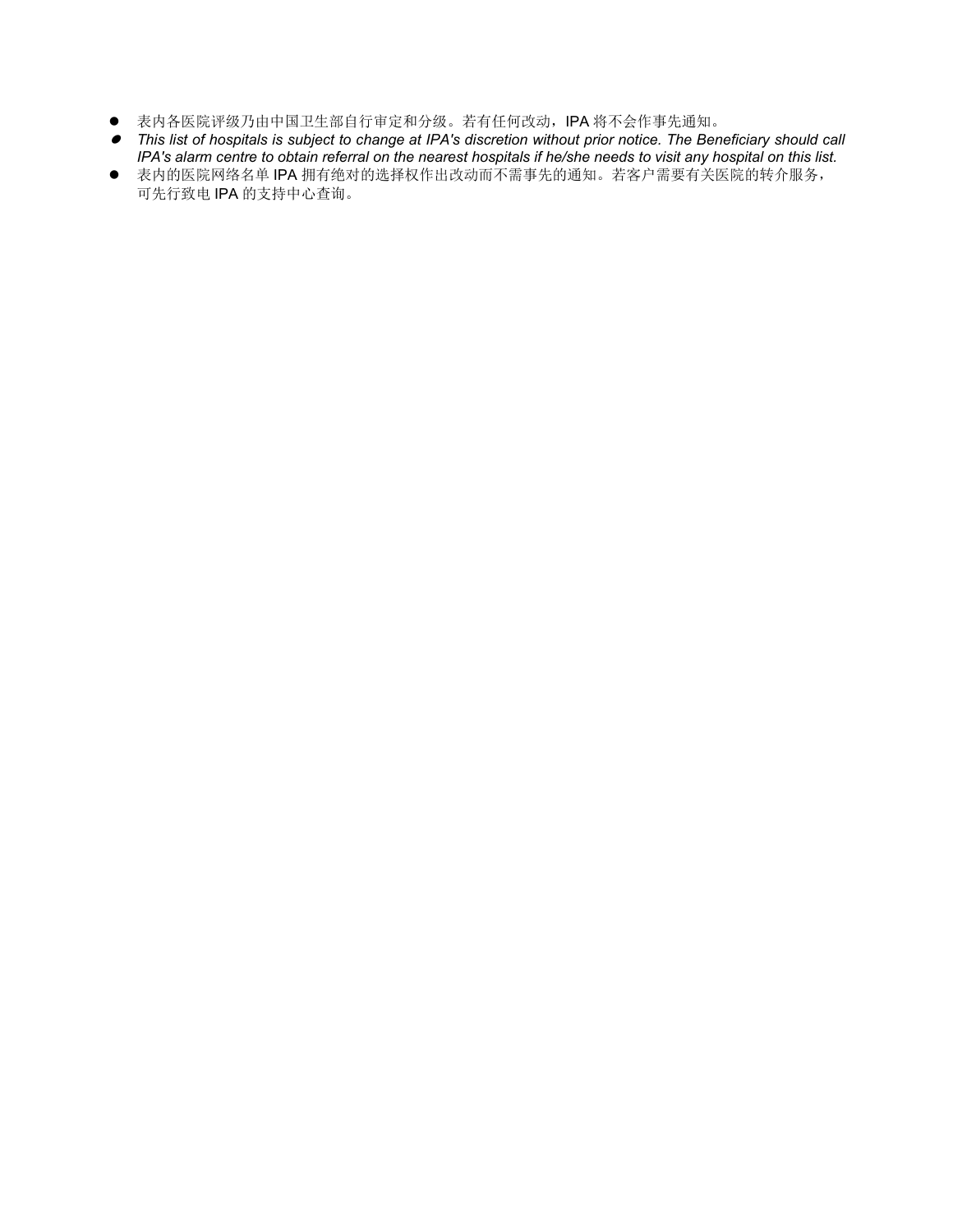- 表内各医院评级乃由中国卫生部自行审定和分级。若有任何改动，IPA 将不会作事先通知。
- *This list of hospitals is subject to change at IPA's discretion without prior notice. The Beneficiary should call IPA's alarm centre to obtain referral on the nearest hospitals if he/she needs to visit any hospital on this list.*
- 表内的医院网络名单 IPA 拥有绝对的选择权作出改动而不需事先的通知。若客户需要有关医院的转介服务，可先行致电 IPA 的支持中心查询。